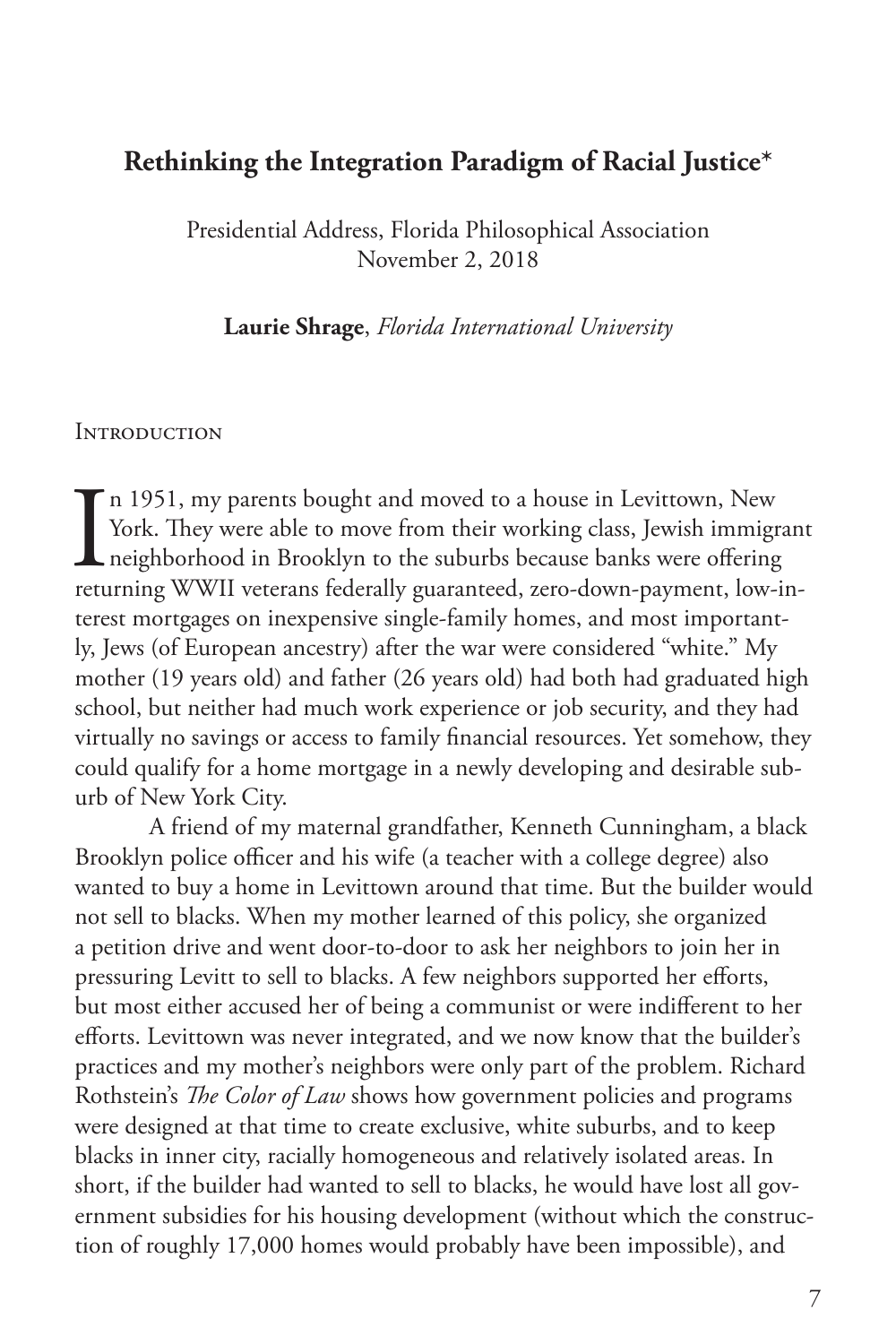# Rethinking the Integration Paradigm of Racial Justice*

Presidential Address, Florida Philosophical Association
November 2, 2018

**Laurie Shrage**, *Florida International University*

## Introduction

In 1951, my parents bought and moved to a house in Levittown, New York. They were able to move from their working class, Jewish immigrant neighborhood in Brooklyn to the suburbs because banks were offering returning WWII veterans federally guaranteed, zero-down-payment, low-interest mortgages on inexpensive single-family homes, and most importantly, Jews (of European ancestry) after the war were considered "white." My mother (19 years old) and father (26 years old) had both had graduated high school, but neither had much work experience or job security, and they had virtually no savings or access to family financial resources. Yet somehow, they could qualify for a home mortgage in a newly developing and desirable suburb of New York City.

A friend of my maternal grandfather, Kenneth Cunningham, a black Brooklyn police officer and his wife (a teacher with a college degree) also wanted to buy a home in Levittown around that time. But the builder would not sell to blacks. When my mother learned of this policy, she organized a petition drive and went door-to-door to ask her neighbors to join her in pressuring Levitt to sell to blacks. A few neighbors supported her efforts, but most either accused her of being a communist or were indifferent to her efforts. Levittown was never integrated, and we now know that the builder's practices and my mother's neighbors were only part of the problem. Richard Rothstein's *The Color of Law* shows how government policies and programs were designed at that time to create exclusive, white suburbs, and to keep blacks in inner city, racially homogeneous and relatively isolated areas. In short, if the builder had wanted to sell to blacks, he would have lost all government subsidies for his housing development (without which the construction of roughly 17,000 homes would probably have been impossible), and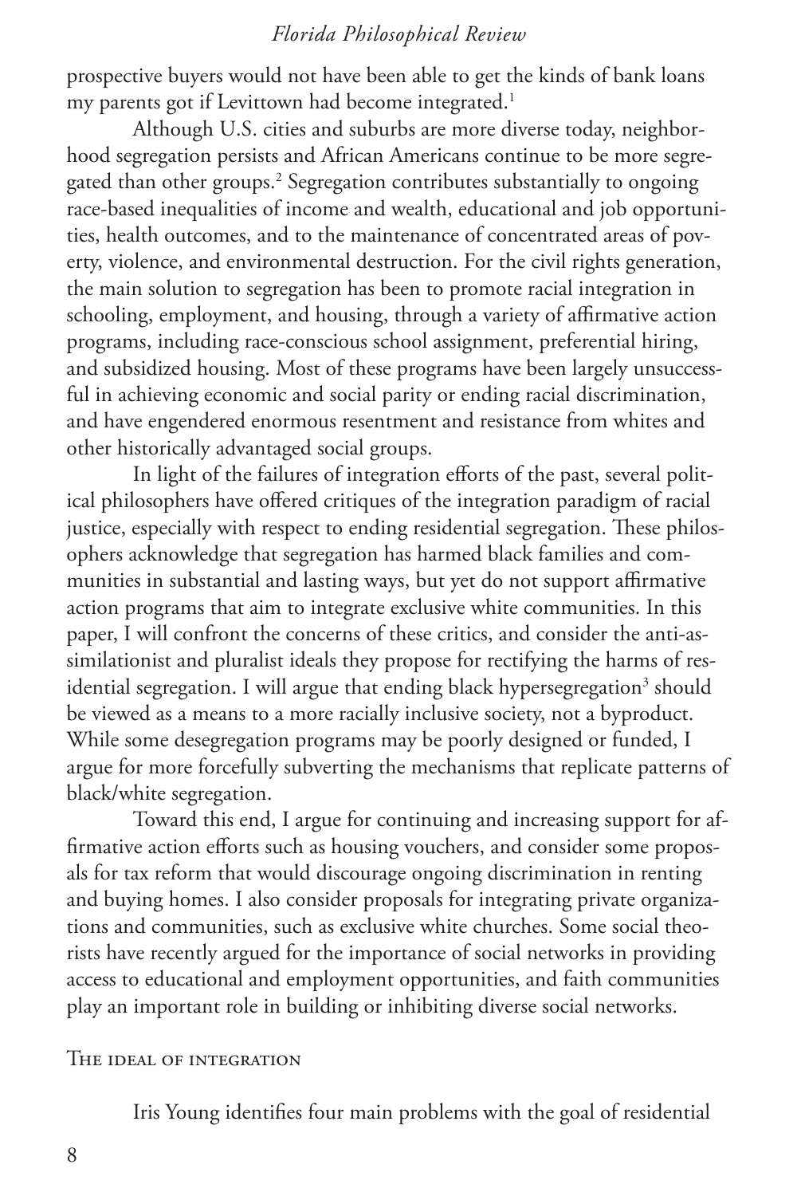prospective buyers would not have been able to get the kinds of bank loans my parents got if Levittown had become integrated.[1]

Although U.S. cities and suburbs are more diverse today, neighborhood segregation persists and African Americans continue to be more segregated than other groups.[2] Segregation contributes substantially to ongoing race-based inequalities of income and wealth, educational and job opportunities, health outcomes, and to the maintenance of concentrated areas of poverty, violence, and environmental destruction. For the civil rights generation, the main solution to segregation has been to promote racial integration in schooling, employment, and housing, through a variety of affirmative action programs, including race-conscious school assignment, preferential hiring, and subsidized housing. Most of these programs have been largely unsuccessful in achieving economic and social parity or ending racial discrimination, and have engendered enormous resentment and resistance from whites and other historically advantaged social groups.

In light of the failures of integration efforts of the past, several political philosophers have offered critiques of the integration paradigm of racial justice, especially with respect to ending residential segregation. These philosophers acknowledge that segregation has harmed black families and communities in substantial and lasting ways, but yet do not support affirmative action programs that aim to integrate exclusive white communities. In this paper, I will confront the concerns of these critics, and consider the anti-assimilationist and pluralist ideals they propose for rectifying the harms of residential segregation. I will argue that ending black hypersegregation[3] should be viewed as a means to a more racially inclusive society, not a byproduct. While some desegregation programs may be poorly designed or funded, I argue for more forcefully subverting the mechanisms that replicate patterns of black/white segregation.

Toward this end, I argue for continuing and increasing support for affirmative action efforts such as housing vouchers, and consider some proposals for tax reform that would discourage ongoing discrimination in renting and buying homes. I also consider proposals for integrating private organizations and communities, such as exclusive white churches. Some social theorists have recently argued for the importance of social networks in providing access to educational and employment opportunities, and faith communities play an important role in building or inhibiting diverse social networks.

## The ideal of integration

Iris Young identifies four main problems with the goal of residential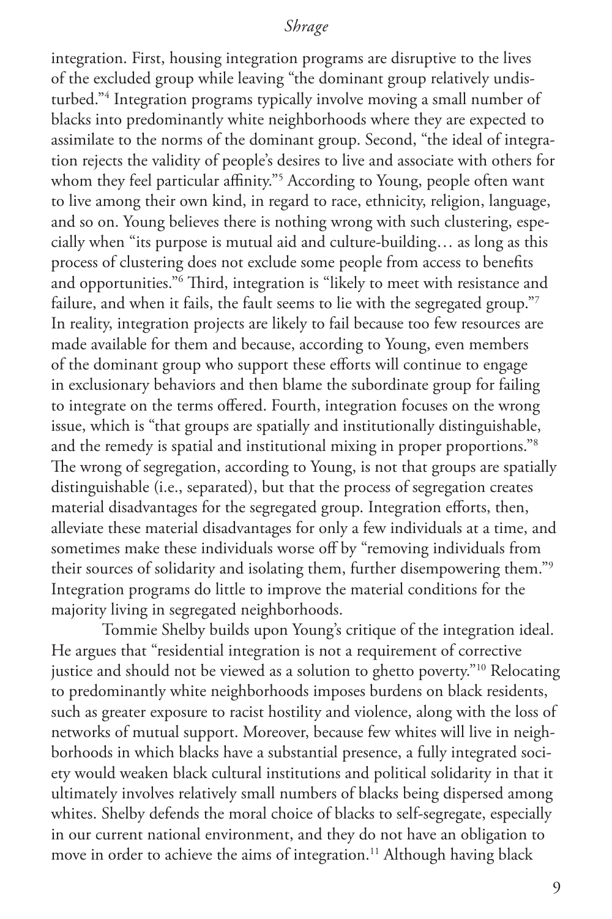integration. First, housing integration programs are disruptive to the lives of the excluded group while leaving "the dominant group relatively undisturbed."[4] Integration programs typically involve moving a small number of blacks into predominantly white neighborhoods where they are expected to assimilate to the norms of the dominant group. Second, "the ideal of integration rejects the validity of people's desires to live and associate with others for whom they feel particular affinity."[5] According to Young, people often want to live among their own kind, in regard to race, ethnicity, religion, language, and so on. Young believes there is nothing wrong with such clustering, especially when "its purpose is mutual aid and culture-building… as long as this process of clustering does not exclude some people from access to benefits and opportunities."[6] Third, integration is "likely to meet with resistance and failure, and when it fails, the fault seems to lie with the segregated group."[7] In reality, integration projects are likely to fail because too few resources are made available for them and because, according to Young, even members of the dominant group who support these efforts will continue to engage in exclusionary behaviors and then blame the subordinate group for failing to integrate on the terms offered. Fourth, integration focuses on the wrong issue, which is "that groups are spatially and institutionally distinguishable, and the remedy is spatial and institutional mixing in proper proportions."[8] The wrong of segregation, according to Young, is not that groups are spatially distinguishable (i.e., separated), but that the process of segregation creates material disadvantages for the segregated group. Integration efforts, then, alleviate these material disadvantages for only a few individuals at a time, and sometimes make these individuals worse off by "removing individuals from their sources of solidarity and isolating them, further disempowering them."[9] Integration programs do little to improve the material conditions for the majority living in segregated neighborhoods.

Tommie Shelby builds upon Young's critique of the integration ideal. He argues that "residential integration is not a requirement of corrective justice and should not be viewed as a solution to ghetto poverty."[10] Relocating to predominantly white neighborhoods imposes burdens on black residents, such as greater exposure to racist hostility and violence, along with the loss of networks of mutual support. Moreover, because few whites will live in neighborhoods in which blacks have a substantial presence, a fully integrated society would weaken black cultural institutions and political solidarity in that it ultimately involves relatively small numbers of blacks being dispersed among whites. Shelby defends the moral choice of blacks to self-segregate, especially in our current national environment, and they do not have an obligation to move in order to achieve the aims of integration.[11] Although having black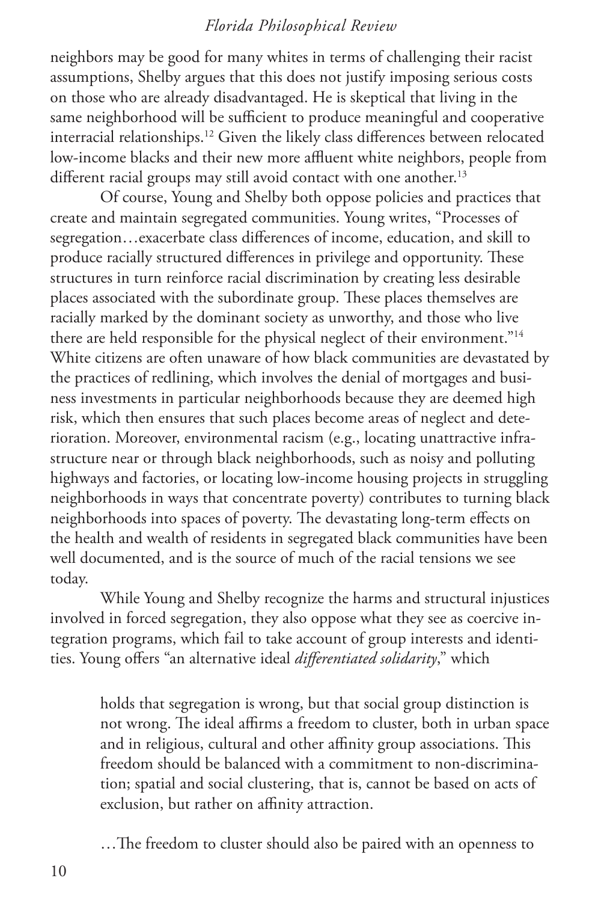neighbors may be good for many whites in terms of challenging their racist assumptions, Shelby argues that this does not justify imposing serious costs on those who are already disadvantaged. He is skeptical that living in the same neighborhood will be sufficient to produce meaningful and cooperative interracial relationships.[12] Given the likely class differences between relocated low-income blacks and their new more affluent white neighbors, people from different racial groups may still avoid contact with one another.[13]

Of course, Young and Shelby both oppose policies and practices that create and maintain segregated communities. Young writes, "Processes of segregation…exacerbate class differences of income, education, and skill to produce racially structured differences in privilege and opportunity. These structures in turn reinforce racial discrimination by creating less desirable places associated with the subordinate group. These places themselves are racially marked by the dominant society as unworthy, and those who live there are held responsible for the physical neglect of their environment."[14] White citizens are often unaware of how black communities are devastated by the practices of redlining, which involves the denial of mortgages and business investments in particular neighborhoods because they are deemed high risk, which then ensures that such places become areas of neglect and deterioration. Moreover, environmental racism (e.g., locating unattractive infrastructure near or through black neighborhoods, such as noisy and polluting highways and factories, or locating low-income housing projects in struggling neighborhoods in ways that concentrate poverty) contributes to turning black neighborhoods into spaces of poverty. The devastating long-term effects on the health and wealth of residents in segregated black communities have been well documented, and is the source of much of the racial tensions we see today.

While Young and Shelby recognize the harms and structural injustices involved in forced segregation, they also oppose what they see as coercive integration programs, which fail to take account of group interests and identities. Young offers "an alternative ideal *differentiated solidarity*," which

> holds that segregation is wrong, but that social group distinction is not wrong. The ideal affirms a freedom to cluster, both in urban space and in religious, cultural and other affinity group associations. This freedom should be balanced with a commitment to non-discrimination; spatial and social clustering, that is, cannot be based on acts of exclusion, but rather on affinity attraction.
>
> …The freedom to cluster should also be paired with an openness to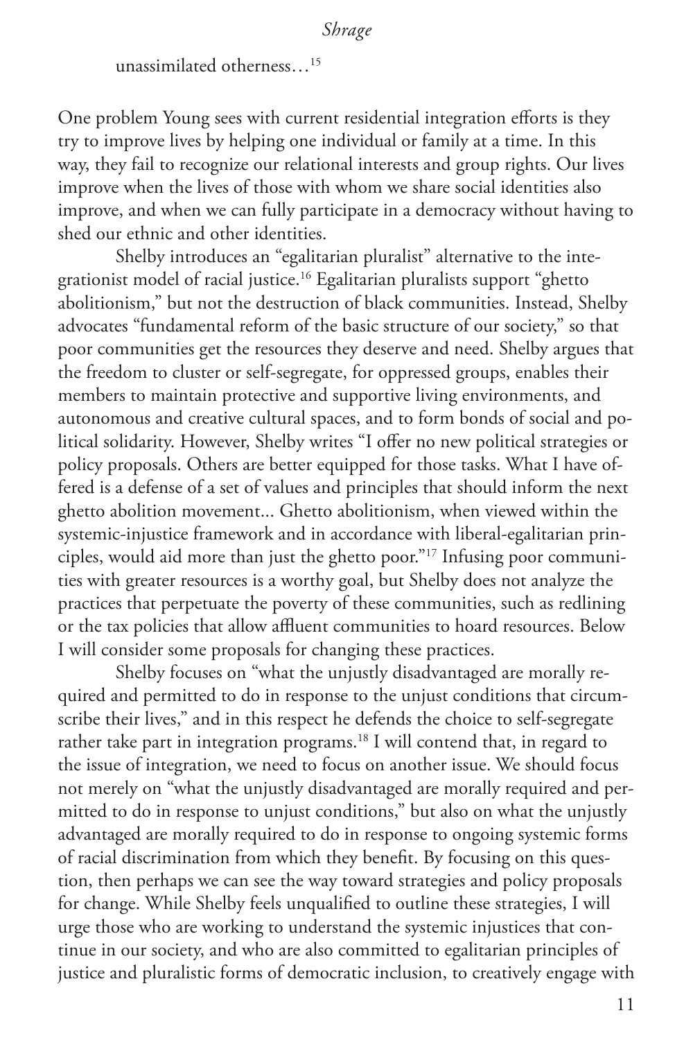unassimilated otherness…[15]

One problem Young sees with current residential integration efforts is they try to improve lives by helping one individual or family at a time. In this way, they fail to recognize our relational interests and group rights. Our lives improve when the lives of those with whom we share social identities also improve, and when we can fully participate in a democracy without having to shed our ethnic and other identities.

Shelby introduces an "egalitarian pluralist" alternative to the integrationist model of racial justice.[16] Egalitarian pluralists support "ghetto abolitionism," but not the destruction of black communities. Instead, Shelby advocates "fundamental reform of the basic structure of our society," so that poor communities get the resources they deserve and need. Shelby argues that the freedom to cluster or self-segregate, for oppressed groups, enables their members to maintain protective and supportive living environments, and autonomous and creative cultural spaces, and to form bonds of social and political solidarity. However, Shelby writes "I offer no new political strategies or policy proposals. Others are better equipped for those tasks. What I have offered is a defense of a set of values and principles that should inform the next ghetto abolition movement... Ghetto abolitionism, when viewed within the systemic-injustice framework and in accordance with liberal-egalitarian principles, would aid more than just the ghetto poor."[17] Infusing poor communities with greater resources is a worthy goal, but Shelby does not analyze the practices that perpetuate the poverty of these communities, such as redlining or the tax policies that allow affluent communities to hoard resources. Below I will consider some proposals for changing these practices.

Shelby focuses on "what the unjustly disadvantaged are morally required and permitted to do in response to the unjust conditions that circumscribe their lives," and in this respect he defends the choice to self-segregate rather take part in integration programs.[18] I will contend that, in regard to the issue of integration, we need to focus on another issue. We should focus not merely on "what the unjustly disadvantaged are morally required and permitted to do in response to unjust conditions," but also on what the unjustly advantaged are morally required to do in response to ongoing systemic forms of racial discrimination from which they benefit. By focusing on this question, then perhaps we can see the way toward strategies and policy proposals for change. While Shelby feels unqualified to outline these strategies, I will urge those who are working to understand the systemic injustices that continue in our society, and who are also committed to egalitarian principles of justice and pluralistic forms of democratic inclusion, to creatively engage with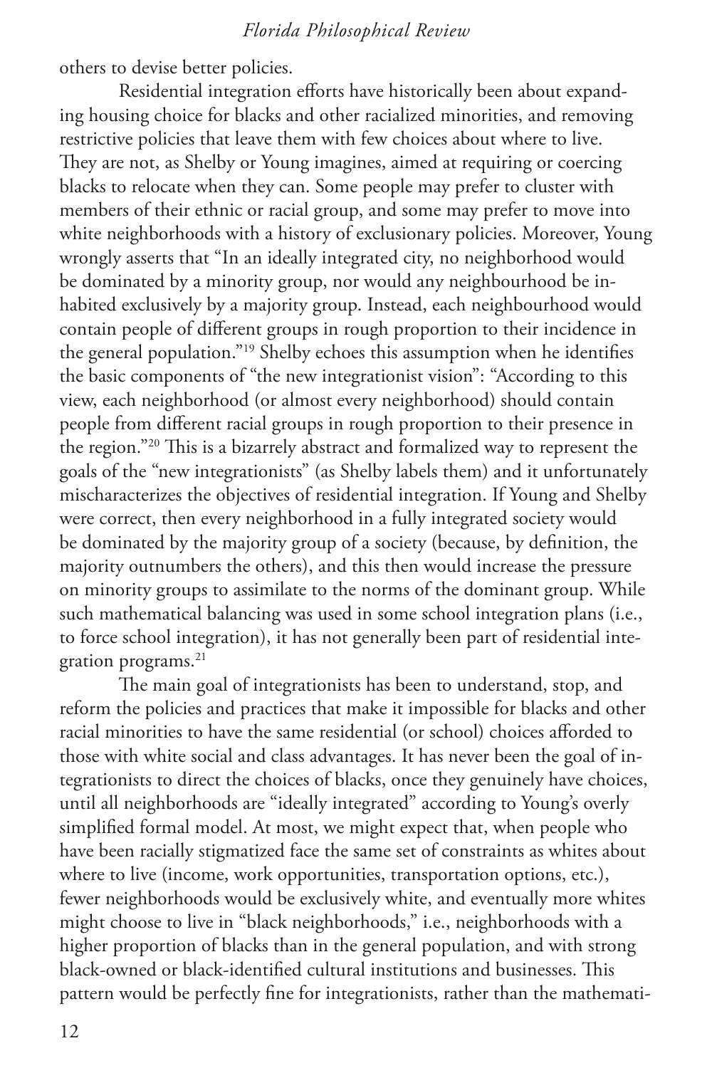others to devise better policies.

Residential integration efforts have historically been about expanding housing choice for blacks and other racialized minorities, and removing restrictive policies that leave them with few choices about where to live. They are not, as Shelby or Young imagines, aimed at requiring or coercing blacks to relocate when they can. Some people may prefer to cluster with members of their ethnic or racial group, and some may prefer to move into white neighborhoods with a history of exclusionary policies. Moreover, Young wrongly asserts that "In an ideally integrated city, no neighborhood would be dominated by a minority group, nor would any neighbourhood be inhabited exclusively by a majority group. Instead, each neighbourhood would contain people of different groups in rough proportion to their incidence in the general population."[19] Shelby echoes this assumption when he identifies the basic components of "the new integrationist vision": "According to this view, each neighborhood (or almost every neighborhood) should contain people from different racial groups in rough proportion to their presence in the region."[20] This is a bizarrely abstract and formalized way to represent the goals of the "new integrationists" (as Shelby labels them) and it unfortunately mischaracterizes the objectives of residential integration. If Young and Shelby were correct, then every neighborhood in a fully integrated society would be dominated by the majority group of a society (because, by definition, the majority outnumbers the others), and this then would increase the pressure on minority groups to assimilate to the norms of the dominant group. While such mathematical balancing was used in some school integration plans (i.e., to force school integration), it has not generally been part of residential integration programs.[21]

The main goal of integrationists has been to understand, stop, and reform the policies and practices that make it impossible for blacks and other racial minorities to have the same residential (or school) choices afforded to those with white social and class advantages. It has never been the goal of integrationists to direct the choices of blacks, once they genuinely have choices, until all neighborhoods are "ideally integrated" according to Young's overly simplified formal model. At most, we might expect that, when people who have been racially stigmatized face the same set of constraints as whites about where to live (income, work opportunities, transportation options, etc.), fewer neighborhoods would be exclusively white, and eventually more whites might choose to live in "black neighborhoods," i.e., neighborhoods with a higher proportion of blacks than in the general population, and with strong black-owned or black-identified cultural institutions and businesses. This pattern would be perfectly fine for integrationists, rather than the mathemati-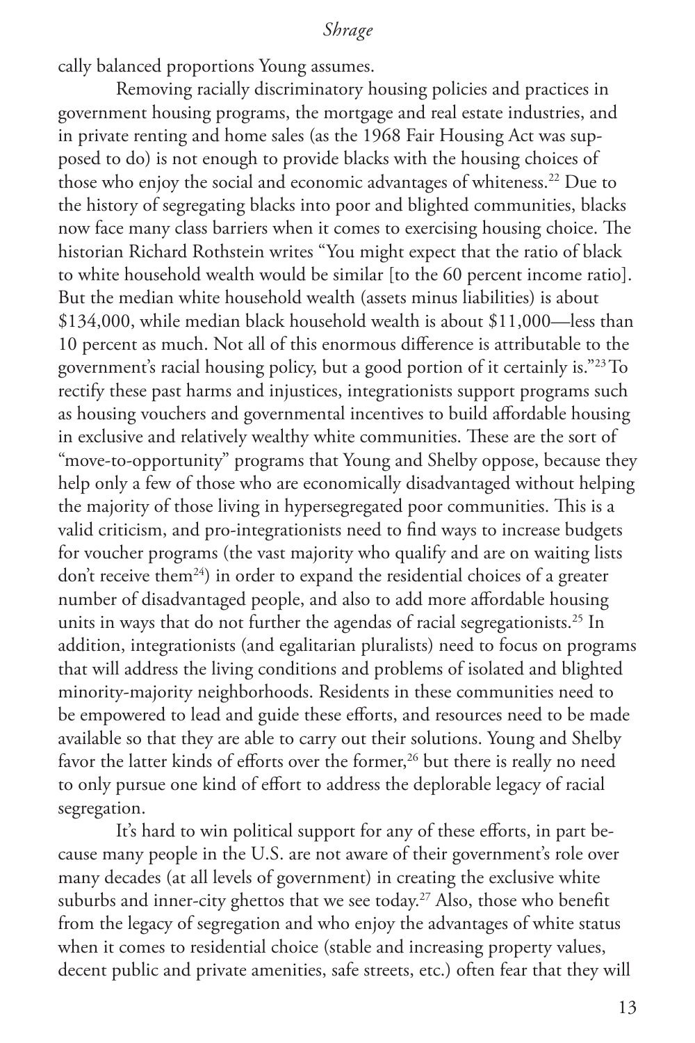cally balanced proportions Young assumes.

Removing racially discriminatory housing policies and practices in government housing programs, the mortgage and real estate industries, and in private renting and home sales (as the 1968 Fair Housing Act was supposed to do) is not enough to provide blacks with the housing choices of those who enjoy the social and economic advantages of whiteness.[22] Due to the history of segregating blacks into poor and blighted communities, blacks now face many class barriers when it comes to exercising housing choice. The historian Richard Rothstein writes "You might expect that the ratio of black to white household wealth would be similar [to the 60 percent income ratio]. But the median white household wealth (assets minus liabilities) is about $134,000, while median black household wealth is about $11,000—less than 10 percent as much. Not all of this enormous difference is attributable to the government's racial housing policy, but a good portion of it certainly is."[23] To rectify these past harms and injustices, integrationists support programs such as housing vouchers and governmental incentives to build affordable housing in exclusive and relatively wealthy white communities. These are the sort of "move-to-opportunity" programs that Young and Shelby oppose, because they help only a few of those who are economically disadvantaged without helping the majority of those living in hypersegregated poor communities. This is a valid criticism, and pro-integrationists need to find ways to increase budgets for voucher programs (the vast majority who qualify and are on waiting lists don't receive them[24]) in order to expand the residential choices of a greater number of disadvantaged people, and also to add more affordable housing units in ways that do not further the agendas of racial segregationists.[25] In addition, integrationists (and egalitarian pluralists) need to focus on programs that will address the living conditions and problems of isolated and blighted minority-majority neighborhoods. Residents in these communities need to be empowered to lead and guide these efforts, and resources need to be made available so that they are able to carry out their solutions. Young and Shelby favor the latter kinds of efforts over the former,[26] but there is really no need to only pursue one kind of effort to address the deplorable legacy of racial segregation.

It's hard to win political support for any of these efforts, in part because many people in the U.S. are not aware of their government's role over many decades (at all levels of government) in creating the exclusive white suburbs and inner-city ghettos that we see today.[27] Also, those who benefit from the legacy of segregation and who enjoy the advantages of white status when it comes to residential choice (stable and increasing property values, decent public and private amenities, safe streets, etc.) often fear that they will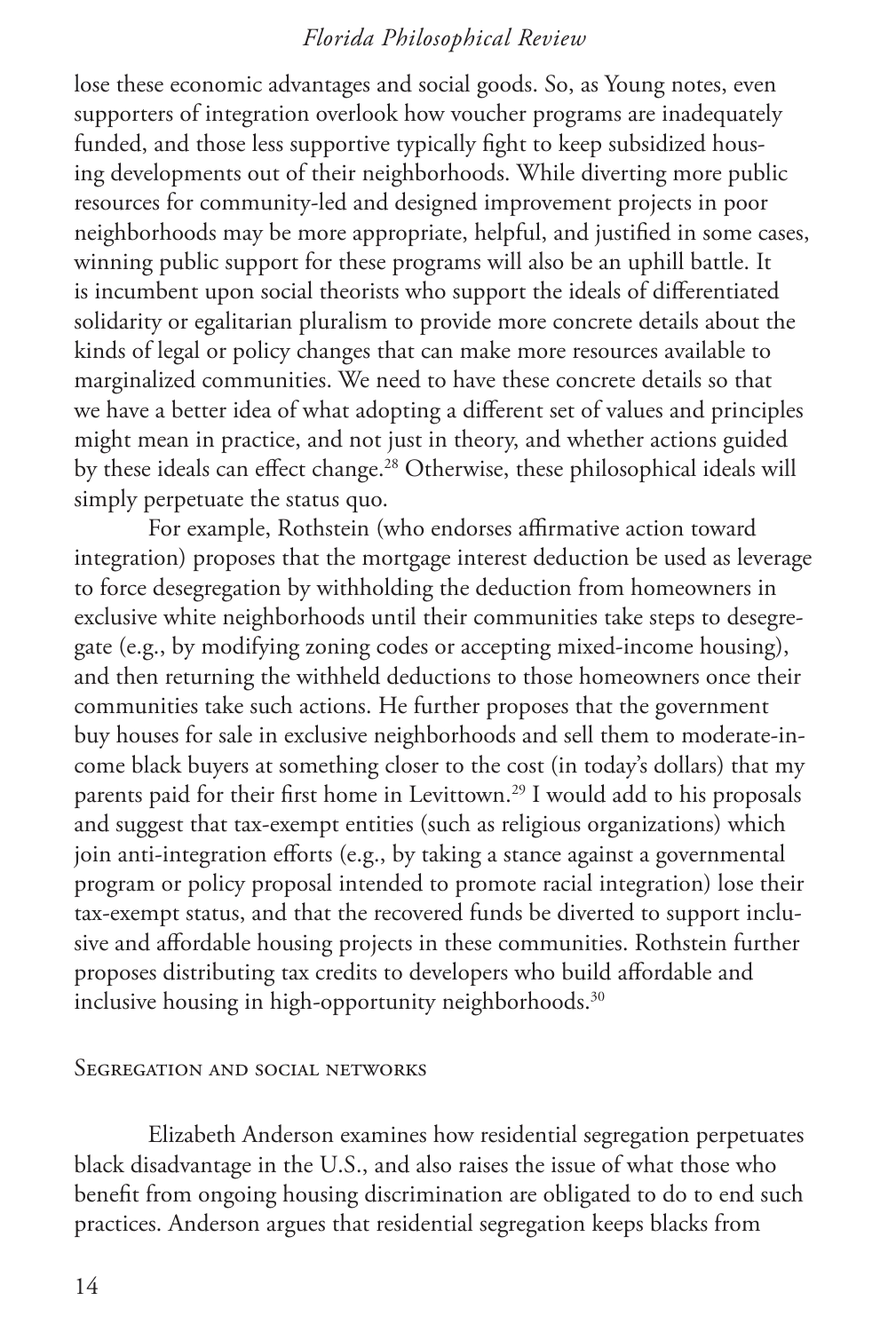lose these economic advantages and social goods. So, as Young notes, even supporters of integration overlook how voucher programs are inadequately funded, and those less supportive typically fight to keep subsidized housing developments out of their neighborhoods. While diverting more public resources for community-led and designed improvement projects in poor neighborhoods may be more appropriate, helpful, and justified in some cases, winning public support for these programs will also be an uphill battle. It is incumbent upon social theorists who support the ideals of differentiated solidarity or egalitarian pluralism to provide more concrete details about the kinds of legal or policy changes that can make more resources available to marginalized communities. We need to have these concrete details so that we have a better idea of what adopting a different set of values and principles might mean in practice, and not just in theory, and whether actions guided by these ideals can effect change.[28] Otherwise, these philosophical ideals will simply perpetuate the status quo.

For example, Rothstein (who endorses affirmative action toward integration) proposes that the mortgage interest deduction be used as leverage to force desegregation by withholding the deduction from homeowners in exclusive white neighborhoods until their communities take steps to desegregate (e.g., by modifying zoning codes or accepting mixed-income housing), and then returning the withheld deductions to those homeowners once their communities take such actions. He further proposes that the government buy houses for sale in exclusive neighborhoods and sell them to moderate-income black buyers at something closer to the cost (in today's dollars) that my parents paid for their first home in Levittown.[29] I would add to his proposals and suggest that tax-exempt entities (such as religious organizations) which join anti-integration efforts (e.g., by taking a stance against a governmental program or policy proposal intended to promote racial integration) lose their tax-exempt status, and that the recovered funds be diverted to support inclusive and affordable housing projects in these communities. Rothstein further proposes distributing tax credits to developers who build affordable and inclusive housing in high-opportunity neighborhoods.[30]

## Segregation and social networks

Elizabeth Anderson examines how residential segregation perpetuates black disadvantage in the U.S., and also raises the issue of what those who benefit from ongoing housing discrimination are obligated to do to end such practices. Anderson argues that residential segregation keeps blacks from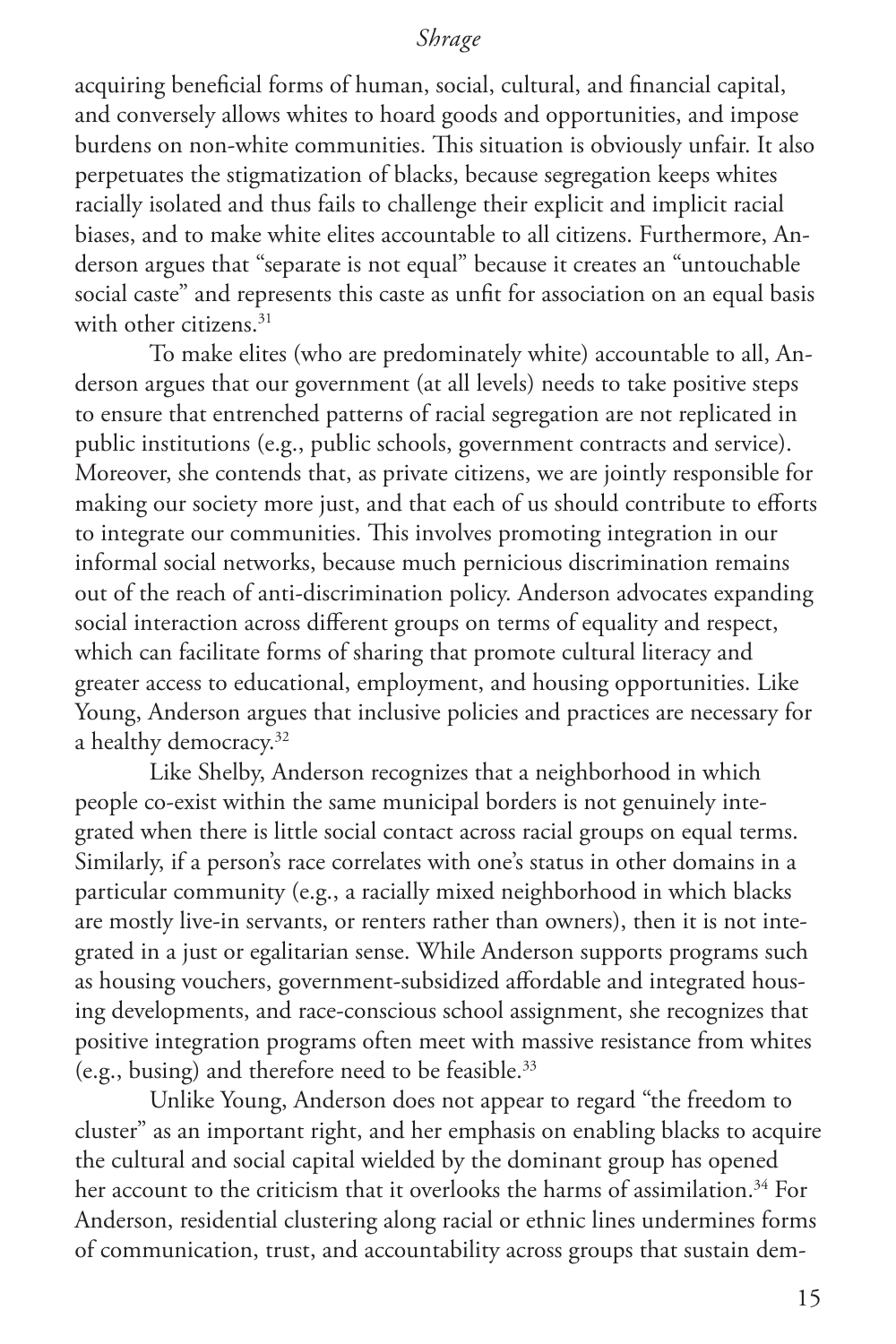acquiring beneficial forms of human, social, cultural, and financial capital, and conversely allows whites to hoard goods and opportunities, and impose burdens on non-white communities. This situation is obviously unfair. It also perpetuates the stigmatization of blacks, because segregation keeps whites racially isolated and thus fails to challenge their explicit and implicit racial biases, and to make white elites accountable to all citizens. Furthermore, Anderson argues that "separate is not equal" because it creates an "untouchable social caste" and represents this caste as unfit for association on an equal basis with other citizens.[31]

To make elites (who are predominately white) accountable to all, Anderson argues that our government (at all levels) needs to take positive steps to ensure that entrenched patterns of racial segregation are not replicated in public institutions (e.g., public schools, government contracts and service). Moreover, she contends that, as private citizens, we are jointly responsible for making our society more just, and that each of us should contribute to efforts to integrate our communities. This involves promoting integration in our informal social networks, because much pernicious discrimination remains out of the reach of anti-discrimination policy. Anderson advocates expanding social interaction across different groups on terms of equality and respect, which can facilitate forms of sharing that promote cultural literacy and greater access to educational, employment, and housing opportunities. Like Young, Anderson argues that inclusive policies and practices are necessary for a healthy democracy.[32]

Like Shelby, Anderson recognizes that a neighborhood in which people co-exist within the same municipal borders is not genuinely integrated when there is little social contact across racial groups on equal terms. Similarly, if a person's race correlates with one's status in other domains in a particular community (e.g., a racially mixed neighborhood in which blacks are mostly live-in servants, or renters rather than owners), then it is not integrated in a just or egalitarian sense. While Anderson supports programs such as housing vouchers, government-subsidized affordable and integrated housing developments, and race-conscious school assignment, she recognizes that positive integration programs often meet with massive resistance from whites (e.g., busing) and therefore need to be feasible.[33]

Unlike Young, Anderson does not appear to regard "the freedom to cluster" as an important right, and her emphasis on enabling blacks to acquire the cultural and social capital wielded by the dominant group has opened her account to the criticism that it overlooks the harms of assimilation.[34] For Anderson, residential clustering along racial or ethnic lines undermines forms of communication, trust, and accountability across groups that sustain dem-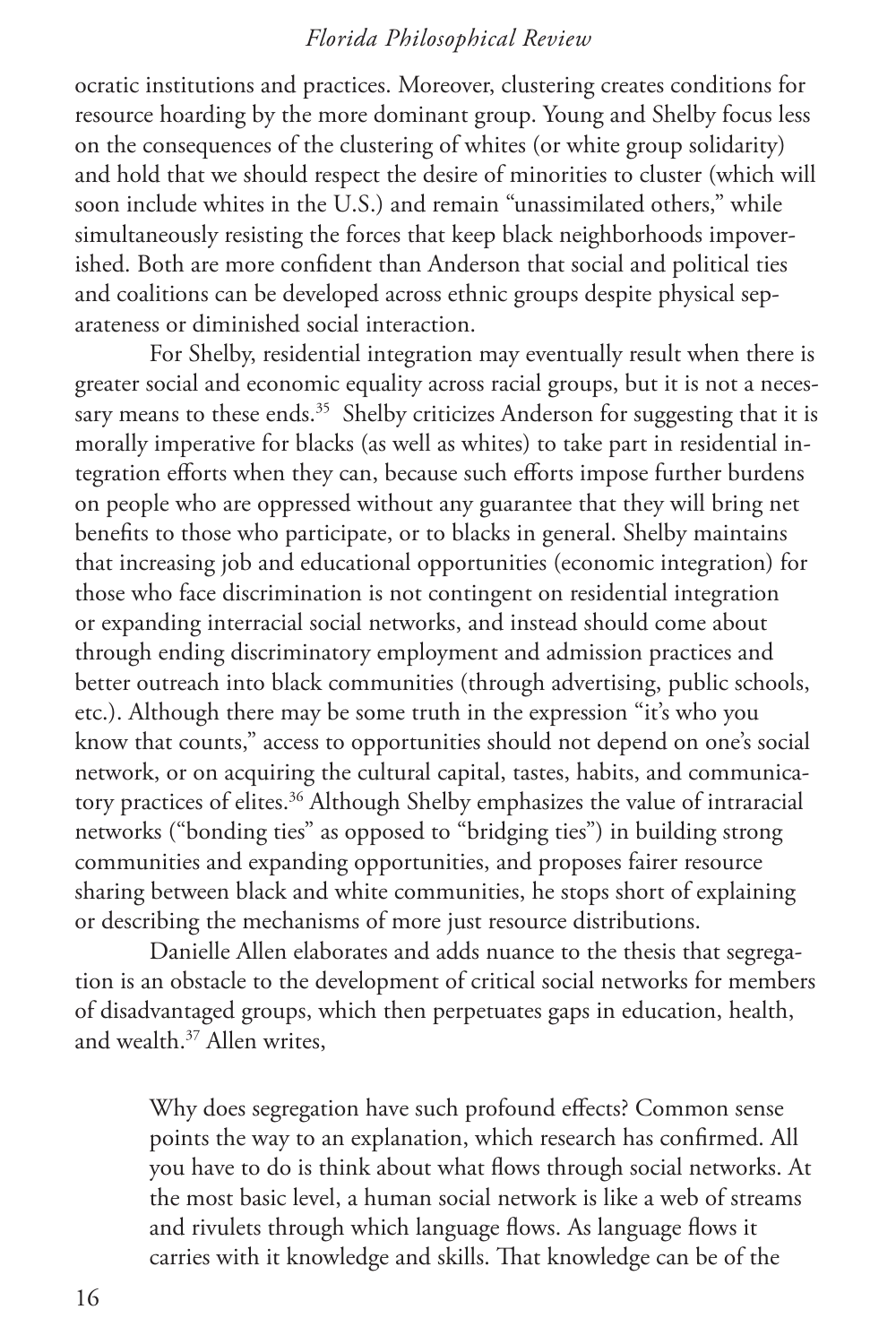ocratic institutions and practices. Moreover, clustering creates conditions for resource hoarding by the more dominant group. Young and Shelby focus less on the consequences of the clustering of whites (or white group solidarity) and hold that we should respect the desire of minorities to cluster (which will soon include whites in the U.S.) and remain "unassimilated others," while simultaneously resisting the forces that keep black neighborhoods impoverished. Both are more confident than Anderson that social and political ties and coalitions can be developed across ethnic groups despite physical separateness or diminished social interaction.

For Shelby, residential integration may eventually result when there is greater social and economic equality across racial groups, but it is not a necessary means to these ends.[35] Shelby criticizes Anderson for suggesting that it is morally imperative for blacks (as well as whites) to take part in residential integration efforts when they can, because such efforts impose further burdens on people who are oppressed without any guarantee that they will bring net benefits to those who participate, or to blacks in general. Shelby maintains that increasing job and educational opportunities (economic integration) for those who face discrimination is not contingent on residential integration or expanding interracial social networks, and instead should come about through ending discriminatory employment and admission practices and better outreach into black communities (through advertising, public schools, etc.). Although there may be some truth in the expression "it's who you know that counts," access to opportunities should not depend on one's social network, or on acquiring the cultural capital, tastes, habits, and communicatory practices of elites.[36] Although Shelby emphasizes the value of intraracial networks ("bonding ties" as opposed to "bridging ties") in building strong communities and expanding opportunities, and proposes fairer resource sharing between black and white communities, he stops short of explaining or describing the mechanisms of more just resource distributions.

Danielle Allen elaborates and adds nuance to the thesis that segregation is an obstacle to the development of critical social networks for members of disadvantaged groups, which then perpetuates gaps in education, health, and wealth.[37] Allen writes,

> Why does segregation have such profound effects? Common sense points the way to an explanation, which research has confirmed. All you have to do is think about what flows through social networks. At the most basic level, a human social network is like a web of streams and rivulets through which language flows. As language flows it carries with it knowledge and skills. That knowledge can be of the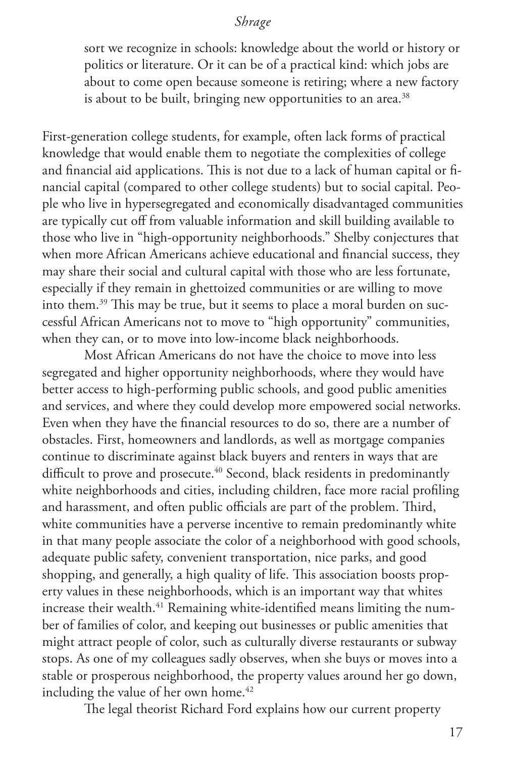> sort we recognize in schools: knowledge about the world or history or politics or literature. Or it can be of a practical kind: which jobs are about to come open because someone is retiring; where a new factory is about to be built, bringing new opportunities to an area.[38]

First-generation college students, for example, often lack forms of practical knowledge that would enable them to negotiate the complexities of college and financial aid applications. This is not due to a lack of human capital or financial capital (compared to other college students) but to social capital. People who live in hypersegregated and economically disadvantaged communities are typically cut off from valuable information and skill building available to those who live in "high-opportunity neighborhoods." Shelby conjectures that when more African Americans achieve educational and financial success, they may share their social and cultural capital with those who are less fortunate, especially if they remain in ghettoized communities or are willing to move into them.[39] This may be true, but it seems to place a moral burden on successful African Americans not to move to "high opportunity" communities, when they can, or to move into low-income black neighborhoods.

Most African Americans do not have the choice to move into less segregated and higher opportunity neighborhoods, where they would have better access to high-performing public schools, and good public amenities and services, and where they could develop more empowered social networks. Even when they have the financial resources to do so, there are a number of obstacles. First, homeowners and landlords, as well as mortgage companies continue to discriminate against black buyers and renters in ways that are difficult to prove and prosecute.[40] Second, black residents in predominantly white neighborhoods and cities, including children, face more racial profiling and harassment, and often public officials are part of the problem. Third, white communities have a perverse incentive to remain predominantly white in that many people associate the color of a neighborhood with good schools, adequate public safety, convenient transportation, nice parks, and good shopping, and generally, a high quality of life. This association boosts property values in these neighborhoods, which is an important way that whites increase their wealth.[41] Remaining white-identified means limiting the number of families of color, and keeping out businesses or public amenities that might attract people of color, such as culturally diverse restaurants or subway stops. As one of my colleagues sadly observes, when she buys or moves into a stable or prosperous neighborhood, the property values around her go down, including the value of her own home.[42]

The legal theorist Richard Ford explains how our current property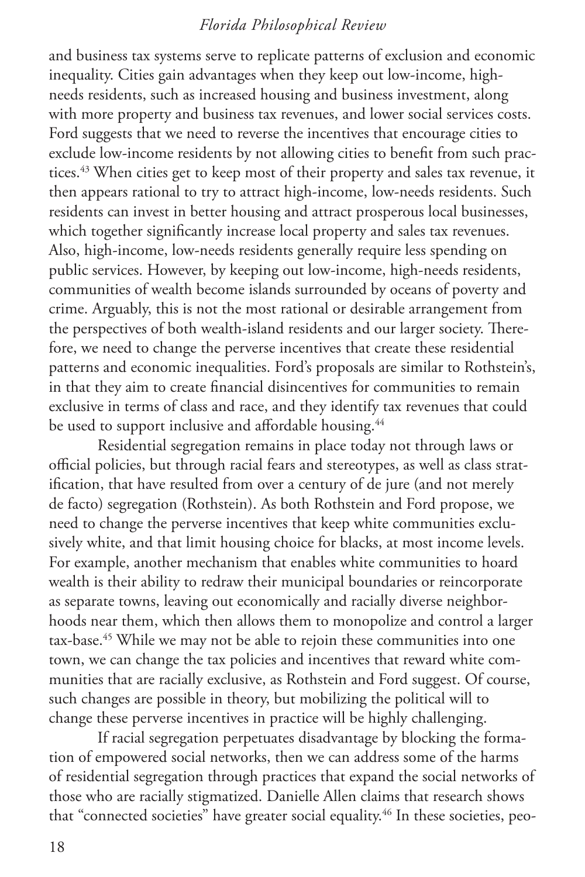and business tax systems serve to replicate patterns of exclusion and economic inequality. Cities gain advantages when they keep out low-income, high-needs residents, such as increased housing and business investment, along with more property and business tax revenues, and lower social services costs. Ford suggests that we need to reverse the incentives that encourage cities to exclude low-income residents by not allowing cities to benefit from such practices.[43] When cities get to keep most of their property and sales tax revenue, it then appears rational to try to attract high-income, low-needs residents. Such residents can invest in better housing and attract prosperous local businesses, which together significantly increase local property and sales tax revenues. Also, high-income, low-needs residents generally require less spending on public services. However, by keeping out low-income, high-needs residents, communities of wealth become islands surrounded by oceans of poverty and crime. Arguably, this is not the most rational or desirable arrangement from the perspectives of both wealth-island residents and our larger society. Therefore, we need to change the perverse incentives that create these residential patterns and economic inequalities. Ford's proposals are similar to Rothstein's, in that they aim to create financial disincentives for communities to remain exclusive in terms of class and race, and they identify tax revenues that could be used to support inclusive and affordable housing.[44]

Residential segregation remains in place today not through laws or official policies, but through racial fears and stereotypes, as well as class stratification, that have resulted from over a century of de jure (and not merely de facto) segregation (Rothstein). As both Rothstein and Ford propose, we need to change the perverse incentives that keep white communities exclusively white, and that limit housing choice for blacks, at most income levels. For example, another mechanism that enables white communities to hoard wealth is their ability to redraw their municipal boundaries or reincorporate as separate towns, leaving out economically and racially diverse neighborhoods near them, which then allows them to monopolize and control a larger tax-base.[45] While we may not be able to rejoin these communities into one town, we can change the tax policies and incentives that reward white communities that are racially exclusive, as Rothstein and Ford suggest. Of course, such changes are possible in theory, but mobilizing the political will to change these perverse incentives in practice will be highly challenging.

If racial segregation perpetuates disadvantage by blocking the formation of empowered social networks, then we can address some of the harms of residential segregation through practices that expand the social networks of those who are racially stigmatized. Danielle Allen claims that research shows that "connected societies" have greater social equality.[46] In these societies, peo-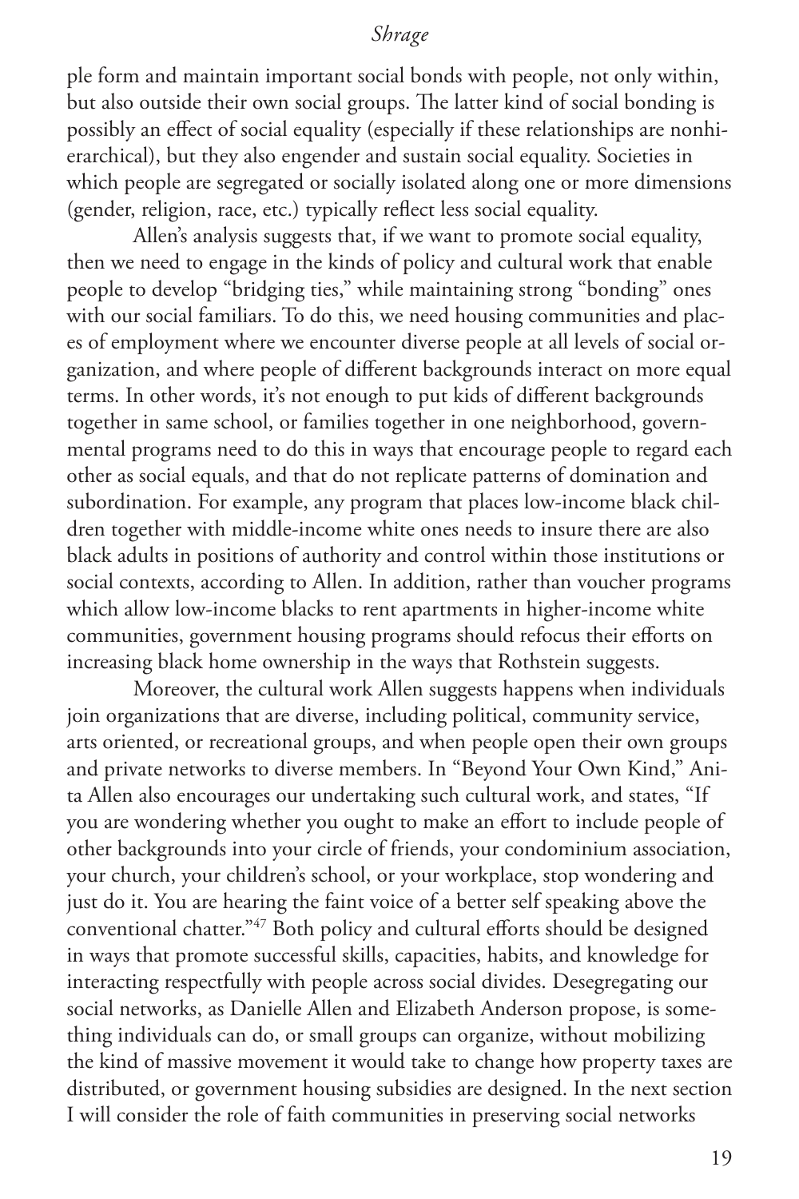ple form and maintain important social bonds with people, not only within, but also outside their own social groups. The latter kind of social bonding is possibly an effect of social equality (especially if these relationships are nonhierarchical), but they also engender and sustain social equality. Societies in which people are segregated or socially isolated along one or more dimensions (gender, religion, race, etc.) typically reflect less social equality.

Allen's analysis suggests that, if we want to promote social equality, then we need to engage in the kinds of policy and cultural work that enable people to develop "bridging ties," while maintaining strong "bonding" ones with our social familiars. To do this, we need housing communities and places of employment where we encounter diverse people at all levels of social organization, and where people of different backgrounds interact on more equal terms. In other words, it's not enough to put kids of different backgrounds together in same school, or families together in one neighborhood, governmental programs need to do this in ways that encourage people to regard each other as social equals, and that do not replicate patterns of domination and subordination. For example, any program that places low-income black children together with middle-income white ones needs to insure there are also black adults in positions of authority and control within those institutions or social contexts, according to Allen. In addition, rather than voucher programs which allow low-income blacks to rent apartments in higher-income white communities, government housing programs should refocus their efforts on increasing black home ownership in the ways that Rothstein suggests.

Moreover, the cultural work Allen suggests happens when individuals join organizations that are diverse, including political, community service, arts oriented, or recreational groups, and when people open their own groups and private networks to diverse members. In "Beyond Your Own Kind," Anita Allen also encourages our undertaking such cultural work, and states, "If you are wondering whether you ought to make an effort to include people of other backgrounds into your circle of friends, your condominium association, your church, your children's school, or your workplace, stop wondering and just do it. You are hearing the faint voice of a better self speaking above the conventional chatter."[47] Both policy and cultural efforts should be designed in ways that promote successful skills, capacities, habits, and knowledge for interacting respectfully with people across social divides. Desegregating our social networks, as Danielle Allen and Elizabeth Anderson propose, is something individuals can do, or small groups can organize, without mobilizing the kind of massive movement it would take to change how property taxes are distributed, or government housing subsidies are designed. In the next section I will consider the role of faith communities in preserving social networks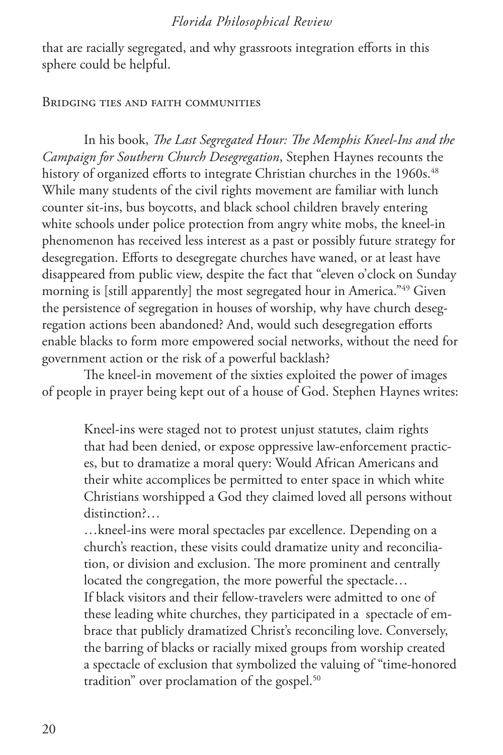that are racially segregated, and why grassroots integration efforts in this sphere could be helpful.

## Bridging ties and faith communities

In his book, *The Last Segregated Hour: The Memphis Kneel-Ins and the Campaign for Southern Church Desegregation*, Stephen Haynes recounts the history of organized efforts to integrate Christian churches in the 1960s.[48] While many students of the civil rights movement are familiar with lunch counter sit-ins, bus boycotts, and black school children bravely entering white schools under police protection from angry white mobs, the kneel-in phenomenon has received less interest as a past or possibly future strategy for desegregation. Efforts to desegregate churches have waned, or at least have disappeared from public view, despite the fact that "eleven o'clock on Sunday morning is [still apparently] the most segregated hour in America."[49] Given the persistence of segregation in houses of worship, why have church desegregation actions been abandoned? And, would such desegregation efforts enable blacks to form more empowered social networks, without the need for government action or the risk of a powerful backlash?

The kneel-in movement of the sixties exploited the power of images of people in prayer being kept out of a house of God. Stephen Haynes writes:

> Kneel-ins were staged not to protest unjust statutes, claim rights that had been denied, or expose oppressive law-enforcement practices, but to dramatize a moral query: Would African Americans and their white accomplices be permitted to enter space in which white Christians worshipped a God they claimed loved all persons without distinction?…
>
> …kneel-ins were moral spectacles par excellence. Depending on a church's reaction, these visits could dramatize unity and reconciliation, or division and exclusion. The more prominent and centrally located the congregation, the more powerful the spectacle…
>
> If black visitors and their fellow-travelers were admitted to one of these leading white churches, they participated in a spectacle of embrace that publicly dramatized Christ's reconciling love. Conversely, the barring of blacks or racially mixed groups from worship created a spectacle of exclusion that symbolized the valuing of "time-honored tradition" over proclamation of the gospel.[50]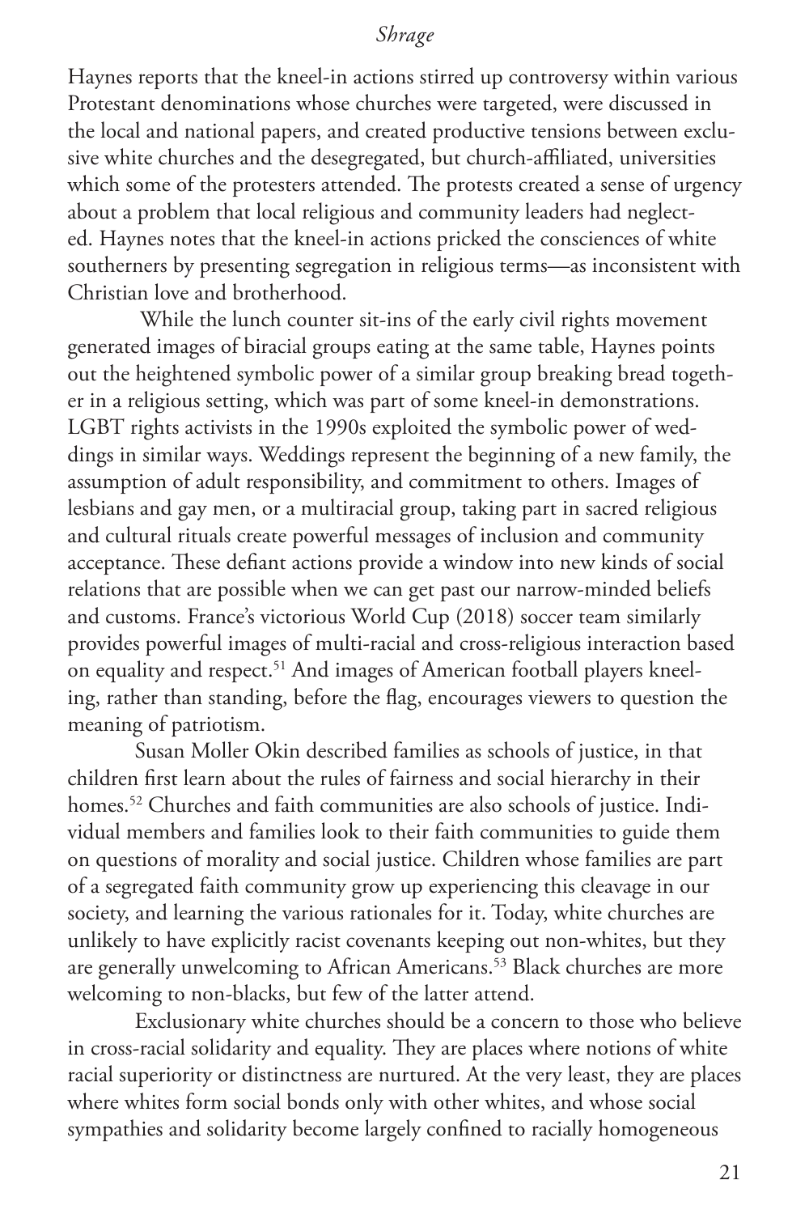Haynes reports that the kneel-in actions stirred up controversy within various Protestant denominations whose churches were targeted, were discussed in the local and national papers, and created productive tensions between exclusive white churches and the desegregated, but church-affiliated, universities which some of the protesters attended. The protests created a sense of urgency about a problem that local religious and community leaders had neglected. Haynes notes that the kneel-in actions pricked the consciences of white southerners by presenting segregation in religious terms—as inconsistent with Christian love and brotherhood.

While the lunch counter sit-ins of the early civil rights movement generated images of biracial groups eating at the same table, Haynes points out the heightened symbolic power of a similar group breaking bread together in a religious setting, which was part of some kneel-in demonstrations. LGBT rights activists in the 1990s exploited the symbolic power of weddings in similar ways. Weddings represent the beginning of a new family, the assumption of adult responsibility, and commitment to others. Images of lesbians and gay men, or a multiracial group, taking part in sacred religious and cultural rituals create powerful messages of inclusion and community acceptance. These defiant actions provide a window into new kinds of social relations that are possible when we can get past our narrow-minded beliefs and customs. France's victorious World Cup (2018) soccer team similarly provides powerful images of multi-racial and cross-religious interaction based on equality and respect.[51] And images of American football players kneeling, rather than standing, before the flag, encourages viewers to question the meaning of patriotism.

Susan Moller Okin described families as schools of justice, in that children first learn about the rules of fairness and social hierarchy in their homes.[52] Churches and faith communities are also schools of justice. Individual members and families look to their faith communities to guide them on questions of morality and social justice. Children whose families are part of a segregated faith community grow up experiencing this cleavage in our society, and learning the various rationales for it. Today, white churches are unlikely to have explicitly racist covenants keeping out non-whites, but they are generally unwelcoming to African Americans.[53] Black churches are more welcoming to non-blacks, but few of the latter attend.

Exclusionary white churches should be a concern to those who believe in cross-racial solidarity and equality. They are places where notions of white racial superiority or distinctness are nurtured. At the very least, they are places where whites form social bonds only with other whites, and whose social sympathies and solidarity become largely confined to racially homogeneous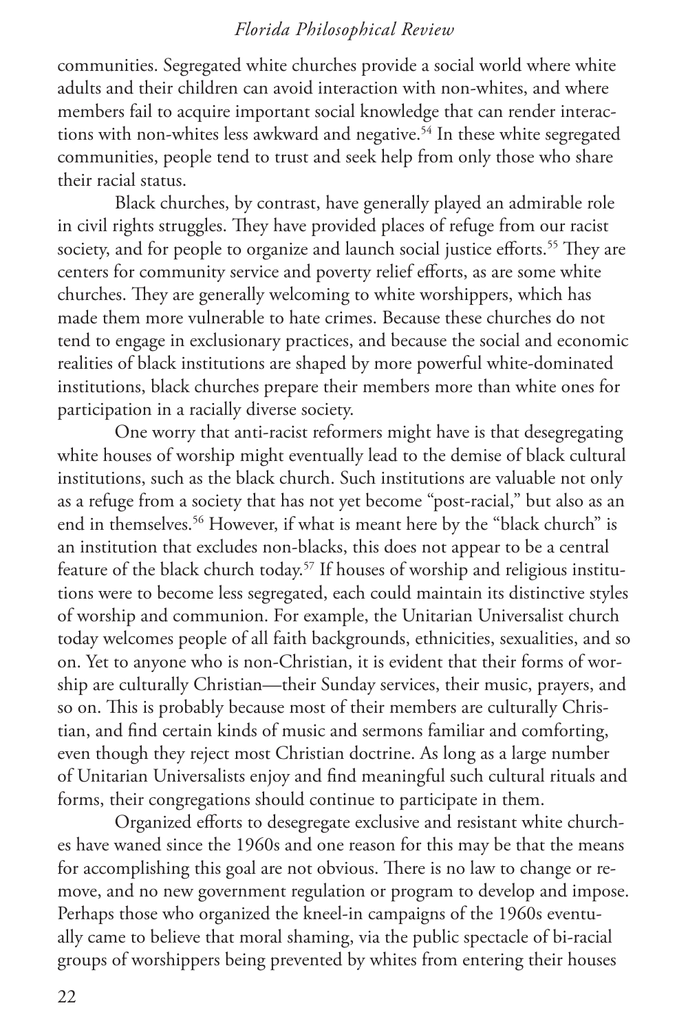communities. Segregated white churches provide a social world where white adults and their children can avoid interaction with non-whites, and where members fail to acquire important social knowledge that can render interactions with non-whites less awkward and negative.[54] In these white segregated communities, people tend to trust and seek help from only those who share their racial status.

Black churches, by contrast, have generally played an admirable role in civil rights struggles. They have provided places of refuge from our racist society, and for people to organize and launch social justice efforts.[55] They are centers for community service and poverty relief efforts, as are some white churches. They are generally welcoming to white worshippers, which has made them more vulnerable to hate crimes. Because these churches do not tend to engage in exclusionary practices, and because the social and economic realities of black institutions are shaped by more powerful white-dominated institutions, black churches prepare their members more than white ones for participation in a racially diverse society.

One worry that anti-racist reformers might have is that desegregating white houses of worship might eventually lead to the demise of black cultural institutions, such as the black church. Such institutions are valuable not only as a refuge from a society that has not yet become "post-racial," but also as an end in themselves.[56] However, if what is meant here by the "black church" is an institution that excludes non-blacks, this does not appear to be a central feature of the black church today.[57] If houses of worship and religious institutions were to become less segregated, each could maintain its distinctive styles of worship and communion. For example, the Unitarian Universalist church today welcomes people of all faith backgrounds, ethnicities, sexualities, and so on. Yet to anyone who is non-Christian, it is evident that their forms of worship are culturally Christian—their Sunday services, their music, prayers, and so on. This is probably because most of their members are culturally Christian, and find certain kinds of music and sermons familiar and comforting, even though they reject most Christian doctrine. As long as a large number of Unitarian Universalists enjoy and find meaningful such cultural rituals and forms, their congregations should continue to participate in them.

Organized efforts to desegregate exclusive and resistant white churches have waned since the 1960s and one reason for this may be that the means for accomplishing this goal are not obvious. There is no law to change or remove, and no new government regulation or program to develop and impose. Perhaps those who organized the kneel-in campaigns of the 1960s eventually came to believe that moral shaming, via the public spectacle of bi-racial groups of worshippers being prevented by whites from entering their houses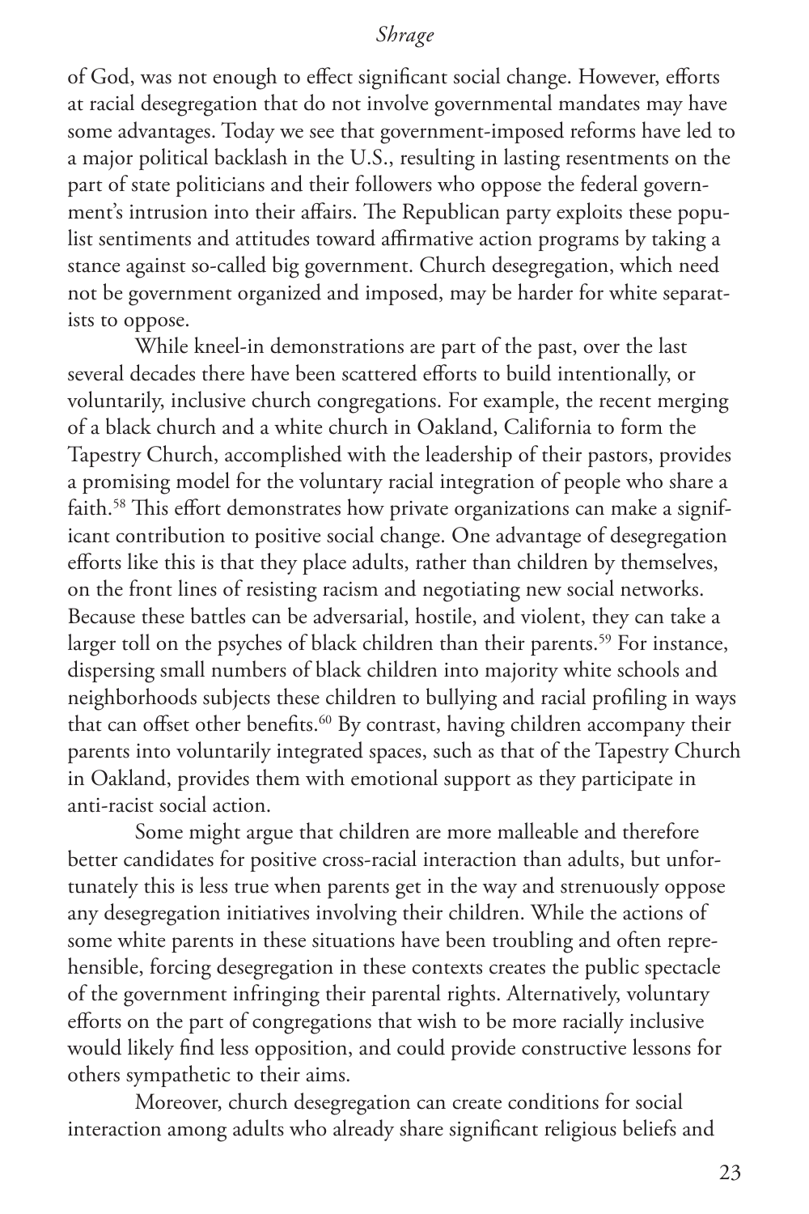of God, was not enough to effect significant social change. However, efforts at racial desegregation that do not involve governmental mandates may have some advantages. Today we see that government-imposed reforms have led to a major political backlash in the U.S., resulting in lasting resentments on the part of state politicians and their followers who oppose the federal government's intrusion into their affairs. The Republican party exploits these populist sentiments and attitudes toward affirmative action programs by taking a stance against so-called big government. Church desegregation, which need not be government organized and imposed, may be harder for white separatists to oppose.

While kneel-in demonstrations are part of the past, over the last several decades there have been scattered efforts to build intentionally, or voluntarily, inclusive church congregations. For example, the recent merging of a black church and a white church in Oakland, California to form the Tapestry Church, accomplished with the leadership of their pastors, provides a promising model for the voluntary racial integration of people who share a faith.[58] This effort demonstrates how private organizations can make a significant contribution to positive social change. One advantage of desegregation efforts like this is that they place adults, rather than children by themselves, on the front lines of resisting racism and negotiating new social networks. Because these battles can be adversarial, hostile, and violent, they can take a larger toll on the psyches of black children than their parents.[59] For instance, dispersing small numbers of black children into majority white schools and neighborhoods subjects these children to bullying and racial profiling in ways that can offset other benefits.[60] By contrast, having children accompany their parents into voluntarily integrated spaces, such as that of the Tapestry Church in Oakland, provides them with emotional support as they participate in anti-racist social action.

Some might argue that children are more malleable and therefore better candidates for positive cross-racial interaction than adults, but unfortunately this is less true when parents get in the way and strenuously oppose any desegregation initiatives involving their children. While the actions of some white parents in these situations have been troubling and often reprehensible, forcing desegregation in these contexts creates the public spectacle of the government infringing their parental rights. Alternatively, voluntary efforts on the part of congregations that wish to be more racially inclusive would likely find less opposition, and could provide constructive lessons for others sympathetic to their aims.

Moreover, church desegregation can create conditions for social interaction among adults who already share significant religious beliefs and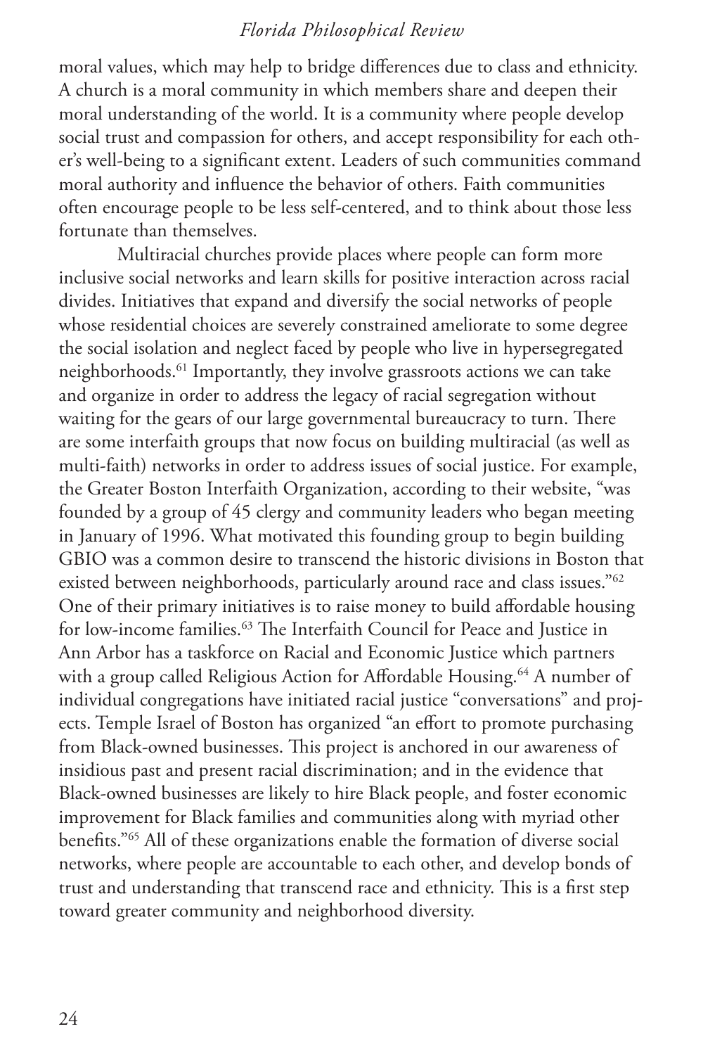moral values, which may help to bridge differences due to class and ethnicity. A church is a moral community in which members share and deepen their moral understanding of the world. It is a community where people develop social trust and compassion for others, and accept responsibility for each other's well-being to a significant extent. Leaders of such communities command moral authority and influence the behavior of others. Faith communities often encourage people to be less self-centered, and to think about those less fortunate than themselves.

Multiracial churches provide places where people can form more inclusive social networks and learn skills for positive interaction across racial divides. Initiatives that expand and diversify the social networks of people whose residential choices are severely constrained ameliorate to some degree the social isolation and neglect faced by people who live in hypersegregated neighborhoods.[61] Importantly, they involve grassroots actions we can take and organize in order to address the legacy of racial segregation without waiting for the gears of our large governmental bureaucracy to turn. There are some interfaith groups that now focus on building multiracial (as well as multi-faith) networks in order to address issues of social justice. For example, the Greater Boston Interfaith Organization, according to their website, "was founded by a group of 45 clergy and community leaders who began meeting in January of 1996. What motivated this founding group to begin building GBIO was a common desire to transcend the historic divisions in Boston that existed between neighborhoods, particularly around race and class issues."[62] One of their primary initiatives is to raise money to build affordable housing for low-income families.[63] The Interfaith Council for Peace and Justice in Ann Arbor has a taskforce on Racial and Economic Justice which partners with a group called Religious Action for Affordable Housing.[64] A number of individual congregations have initiated racial justice "conversations" and projects. Temple Israel of Boston has organized "an effort to promote purchasing from Black-owned businesses. This project is anchored in our awareness of insidious past and present racial discrimination; and in the evidence that Black-owned businesses are likely to hire Black people, and foster economic improvement for Black families and communities along with myriad other benefits."[65] All of these organizations enable the formation of diverse social networks, where people are accountable to each other, and develop bonds of trust and understanding that transcend race and ethnicity. This is a first step toward greater community and neighborhood diversity.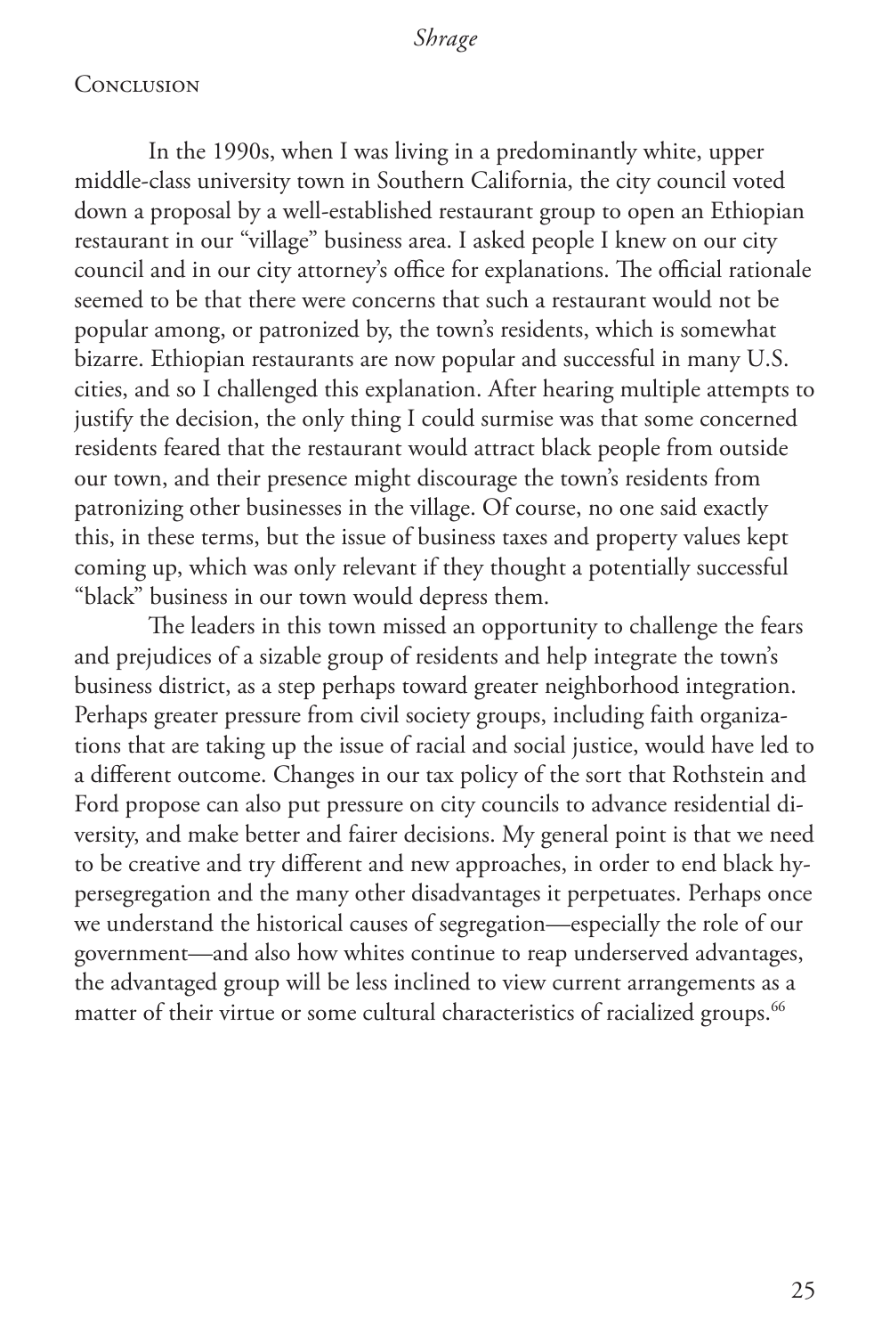## Conclusion

In the 1990s, when I was living in a predominantly white, upper middle-class university town in Southern California, the city council voted down a proposal by a well-established restaurant group to open an Ethiopian restaurant in our "village" business area. I asked people I knew on our city council and in our city attorney's office for explanations. The official rationale seemed to be that there were concerns that such a restaurant would not be popular among, or patronized by, the town's residents, which is somewhat bizarre. Ethiopian restaurants are now popular and successful in many U.S. cities, and so I challenged this explanation. After hearing multiple attempts to justify the decision, the only thing I could surmise was that some concerned residents feared that the restaurant would attract black people from outside our town, and their presence might discourage the town's residents from patronizing other businesses in the village. Of course, no one said exactly this, in these terms, but the issue of business taxes and property values kept coming up, which was only relevant if they thought a potentially successful "black" business in our town would depress them.

The leaders in this town missed an opportunity to challenge the fears and prejudices of a sizable group of residents and help integrate the town's business district, as a step perhaps toward greater neighborhood integration. Perhaps greater pressure from civil society groups, including faith organizations that are taking up the issue of racial and social justice, would have led to a different outcome. Changes in our tax policy of the sort that Rothstein and Ford propose can also put pressure on city councils to advance residential diversity, and make better and fairer decisions. My general point is that we need to be creative and try different and new approaches, in order to end black hypersegregation and the many other disadvantages it perpetuates. Perhaps once we understand the historical causes of segregation—especially the role of our government—and also how whites continue to reap underserved advantages, the advantaged group will be less inclined to view current arrangements as a matter of their virtue or some cultural characteristics of racialized groups.[66]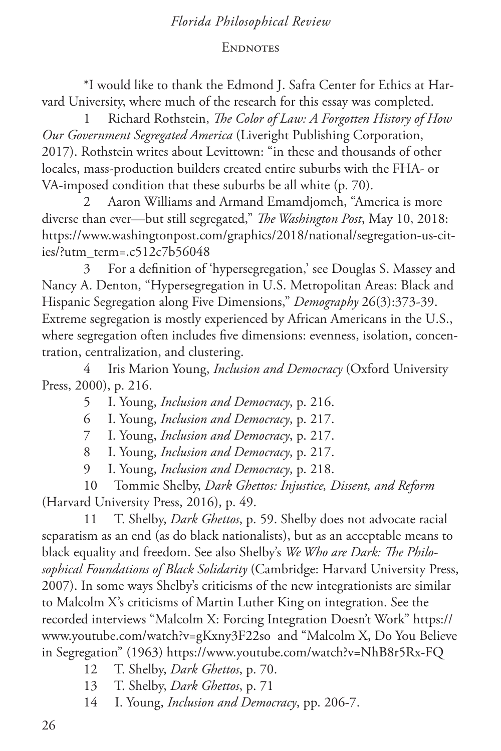## Endnotes

*I would like to thank the Edmond J. Safra Center for Ethics at Harvard University, where much of the research for this essay was completed.

1 Richard Rothstein, *The Color of Law: A Forgotten History of How Our Government Segregated America* (Liveright Publishing Corporation, 2017). Rothstein writes about Levittown: "in these and thousands of other locales, mass-production builders created entire suburbs with the FHA- or VA-imposed condition that these suburbs be all white (p. 70).

2 Aaron Williams and Armand Emamdjomeh, "America is more diverse than ever—but still segregated," *The Washington Post*, May 10, 2018: https://www.washingtonpost.com/graphics/2018/national/segregation-us-cities/?utm_term=.c512c7b56048

3 For a definition of 'hypersegregation,' see Douglas S. Massey and Nancy A. Denton, "Hypersegregation in U.S. Metropolitan Areas: Black and Hispanic Segregation along Five Dimensions," *Demography* 26(3):373-39. Extreme segregation is mostly experienced by African Americans in the U.S., where segregation often includes five dimensions: evenness, isolation, concentration, centralization, and clustering.

4 Iris Marion Young, *Inclusion and Democracy* (Oxford University Press, 2000), p. 216.

5 I. Young, *Inclusion and Democracy*, p. 216.

6 I. Young, *Inclusion and Democracy*, p. 217.

7 I. Young, *Inclusion and Democracy*, p. 217.

8 I. Young, *Inclusion and Democracy*, p. 217.

9 I. Young, *Inclusion and Democracy*, p. 218.

10 Tommie Shelby, *Dark Ghettos: Injustice, Dissent, and Reform* (Harvard University Press, 2016), p. 49.

11 T. Shelby, *Dark Ghettos*, p. 59. Shelby does not advocate racial separatism as an end (as do black nationalists), but as an acceptable means to black equality and freedom. See also Shelby's *We Who are Dark: The Philosophical Foundations of Black Solidarity* (Cambridge: Harvard University Press, 2007). In some ways Shelby's criticisms of the new integrationists are similar to Malcolm X's criticisms of Martin Luther King on integration. See the recorded interviews "Malcolm X: Forcing Integration Doesn't Work" https://www.youtube.com/watch?v=gKxny3F22so and "Malcolm X, Do You Believe in Segregation" (1963) https://www.youtube.com/watch?v=NhB8r5Rx-FQ

12 T. Shelby, *Dark Ghettos*, p. 70.

13 T. Shelby, *Dark Ghettos*, p. 71

14 I. Young, *Inclusion and Democracy*, pp. 206-7.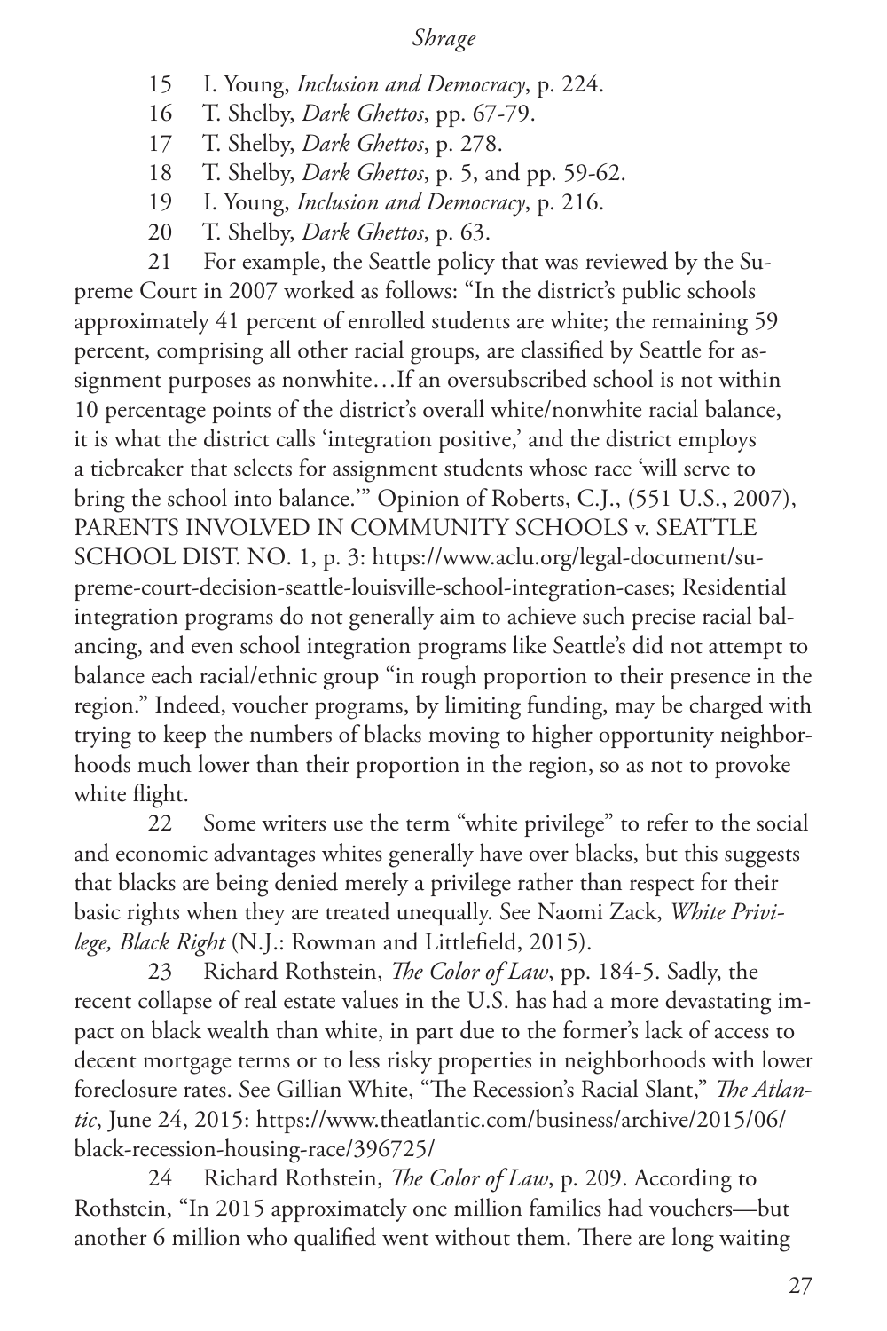15 I. Young, *Inclusion and Democracy*, p. 224.

16 T. Shelby, *Dark Ghettos*, pp. 67-79.

17 T. Shelby, *Dark Ghettos*, p. 278.

18 T. Shelby, *Dark Ghettos*, p. 5, and pp. 59-62.

19 I. Young, *Inclusion and Democracy*, p. 216.

20 T. Shelby, *Dark Ghettos*, p. 63.

21 For example, the Seattle policy that was reviewed by the Supreme Court in 2007 worked as follows: "In the district's public schools approximately 41 percent of enrolled students are white; the remaining 59 percent, comprising all other racial groups, are classified by Seattle for assignment purposes as nonwhite…If an oversubscribed school is not within 10 percentage points of the district's overall white/nonwhite racial balance, it is what the district calls 'integration positive,' and the district employs a tiebreaker that selects for assignment students whose race 'will serve to bring the school into balance.'" Opinion of Roberts, C.J., (551 U.S., 2007), PARENTS INVOLVED IN COMMUNITY SCHOOLS v. SEATTLE SCHOOL DIST. NO. 1, p. 3: https://www.aclu.org/legal-document/supreme-court-decision-seattle-louisville-school-integration-cases; Residential integration programs do not generally aim to achieve such precise racial balancing, and even school integration programs like Seattle's did not attempt to balance each racial/ethnic group "in rough proportion to their presence in the region." Indeed, voucher programs, by limiting funding, may be charged with trying to keep the numbers of blacks moving to higher opportunity neighborhoods much lower than their proportion in the region, so as not to provoke white flight.

22 Some writers use the term "white privilege" to refer to the social and economic advantages whites generally have over blacks, but this suggests that blacks are being denied merely a privilege rather than respect for their basic rights when they are treated unequally. See Naomi Zack, *White Privilege, Black Right* (N.J.: Rowman and Littlefield, 2015).

23 Richard Rothstein, *The Color of Law*, pp. 184-5. Sadly, the recent collapse of real estate values in the U.S. has had a more devastating impact on black wealth than white, in part due to the former's lack of access to decent mortgage terms or to less risky properties in neighborhoods with lower foreclosure rates. See Gillian White, "The Recession's Racial Slant," *The Atlantic*, June 24, 2015: https://www.theatlantic.com/business/archive/2015/06/black-recession-housing-race/396725/

24 Richard Rothstein, *The Color of Law*, p. 209. According to Rothstein, "In 2015 approximately one million families had vouchers—but another 6 million who qualified went without them. There are long waiting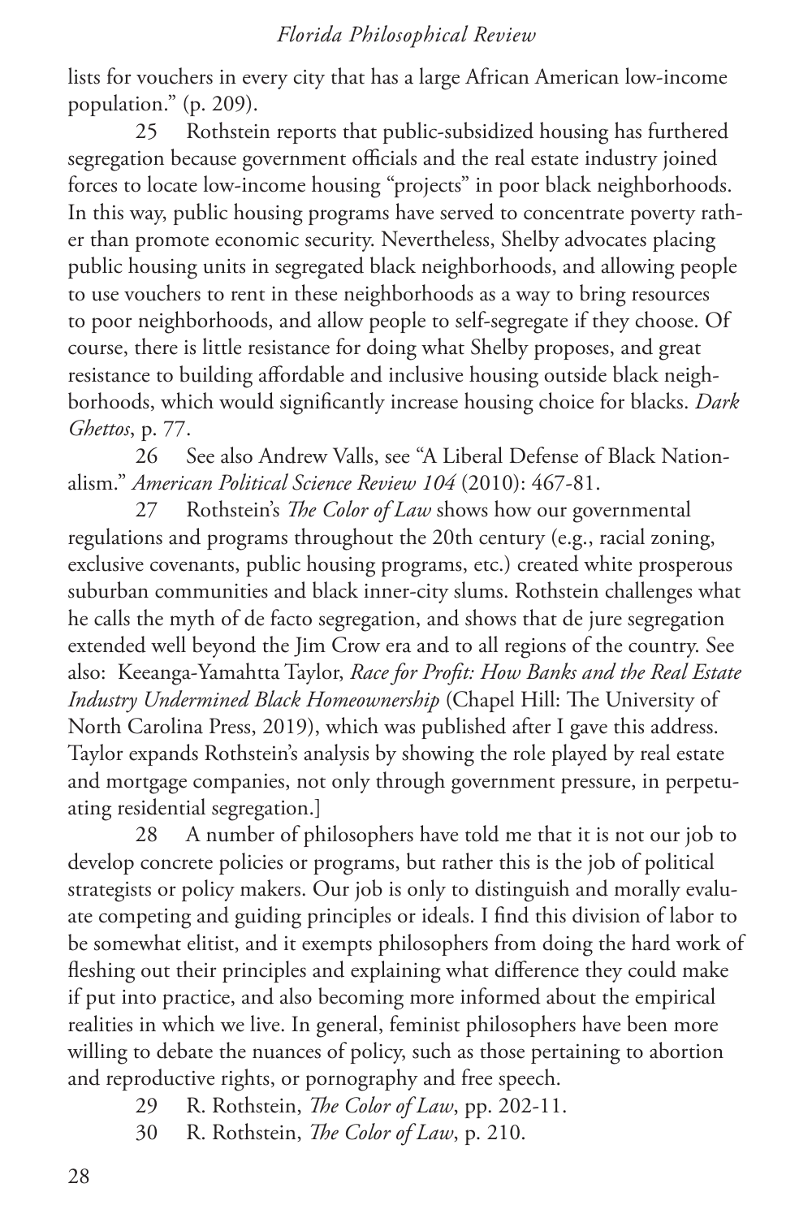lists for vouchers in every city that has a large African American low-income population." (p. 209).

25 Rothstein reports that public-subsidized housing has furthered segregation because government officials and the real estate industry joined forces to locate low-income housing "projects" in poor black neighborhoods. In this way, public housing programs have served to concentrate poverty rather than promote economic security. Nevertheless, Shelby advocates placing public housing units in segregated black neighborhoods, and allowing people to use vouchers to rent in these neighborhoods as a way to bring resources to poor neighborhoods, and allow people to self-segregate if they choose. Of course, there is little resistance for doing what Shelby proposes, and great resistance to building affordable and inclusive housing outside black neighborhoods, which would significantly increase housing choice for blacks. *Dark Ghettos*, p. 77.

26 See also Andrew Valls, see "A Liberal Defense of Black Nationalism." *American Political Science Review 104* (2010): 467-81.

27 Rothstein's *The Color of Law* shows how our governmental regulations and programs throughout the 20th century (e.g., racial zoning, exclusive covenants, public housing programs, etc.) created white prosperous suburban communities and black inner-city slums. Rothstein challenges what he calls the myth of de facto segregation, and shows that de jure segregation extended well beyond the Jim Crow era and to all regions of the country. See also: Keeanga-Yamahtta Taylor, *Race for Profit: How Banks and the Real Estate Industry Undermined Black Homeownership* (Chapel Hill: The University of North Carolina Press, 2019), which was published after I gave this address. Taylor expands Rothstein's analysis by showing the role played by real estate and mortgage companies, not only through government pressure, in perpetuating residential segregation.]

28 A number of philosophers have told me that it is not our job to develop concrete policies or programs, but rather this is the job of political strategists or policy makers. Our job is only to distinguish and morally evaluate competing and guiding principles or ideals. I find this division of labor to be somewhat elitist, and it exempts philosophers from doing the hard work of fleshing out their principles and explaining what difference they could make if put into practice, and also becoming more informed about the empirical realities in which we live. In general, feminist philosophers have been more willing to debate the nuances of policy, such as those pertaining to abortion and reproductive rights, or pornography and free speech.

29 R. Rothstein, *The Color of Law*, pp. 202-11.

30 R. Rothstein, *The Color of Law*, p. 210.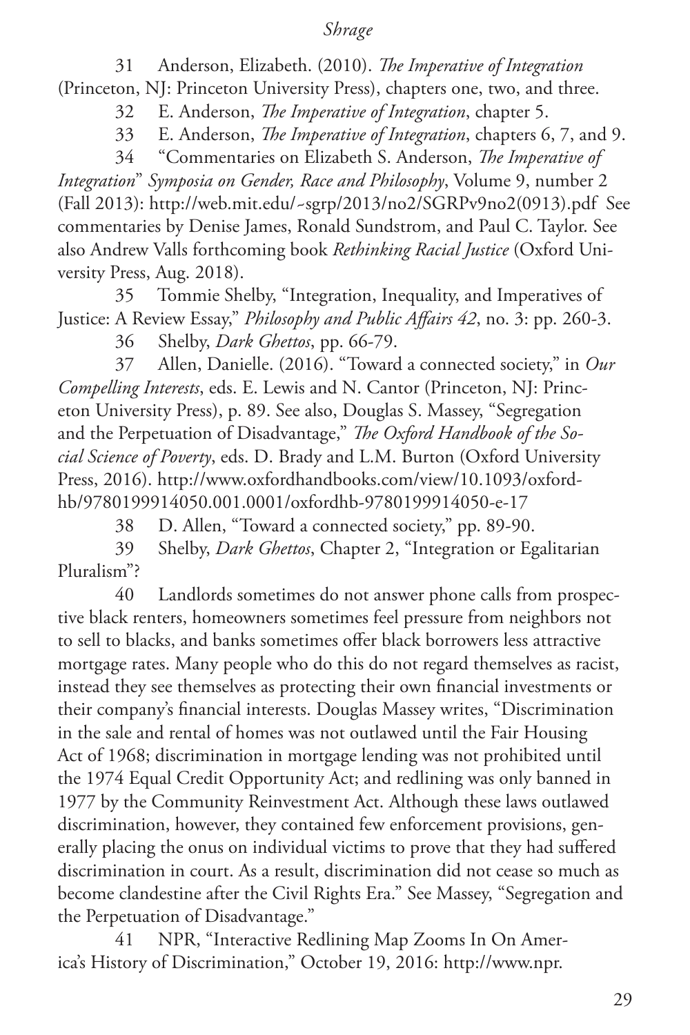31 Anderson, Elizabeth. (2010). *The Imperative of Integration* (Princeton, NJ: Princeton University Press), chapters one, two, and three.

32 E. Anderson, *The Imperative of Integration*, chapter 5.

33 E. Anderson, *The Imperative of Integration*, chapters 6, 7, and 9.

34 "Commentaries on Elizabeth S. Anderson, *The Imperative of Integration*" *Symposia on Gender, Race and Philosophy*, Volume 9, number 2 (Fall 2013): http://web.mit.edu/~sgrp/2013/no2/SGRPv9no2(0913).pdf See commentaries by Denise James, Ronald Sundstrom, and Paul C. Taylor. See also Andrew Valls forthcoming book *Rethinking Racial Justice* (Oxford University Press, Aug. 2018).

35 Tommie Shelby, "Integration, Inequality, and Imperatives of Justice: A Review Essay," *Philosophy and Public Affairs 42*, no. 3: pp. 260-3.

36 Shelby, *Dark Ghettos*, pp. 66-79.

37 Allen, Danielle. (2016). "Toward a connected society," in *Our Compelling Interests*, eds. E. Lewis and N. Cantor (Princeton, NJ: Princeton University Press), p. 89. See also, Douglas S. Massey, "Segregation and the Perpetuation of Disadvantage," *The Oxford Handbook of the Social Science of Poverty*, eds. D. Brady and L.M. Burton (Oxford University Press, 2016). http://www.oxfordhandbooks.com/view/10.1093/oxfordhb/9780199914050.001.0001/oxfordhb-9780199914050-e-17

38 D. Allen, "Toward a connected society," pp. 89-90.

39 Shelby, *Dark Ghettos*, Chapter 2, "Integration or Egalitarian Pluralism"?

40 Landlords sometimes do not answer phone calls from prospective black renters, homeowners sometimes feel pressure from neighbors not to sell to blacks, and banks sometimes offer black borrowers less attractive mortgage rates. Many people who do this do not regard themselves as racist, instead they see themselves as protecting their own financial investments or their company's financial interests. Douglas Massey writes, "Discrimination in the sale and rental of homes was not outlawed until the Fair Housing Act of 1968; discrimination in mortgage lending was not prohibited until the 1974 Equal Credit Opportunity Act; and redlining was only banned in 1977 by the Community Reinvestment Act. Although these laws outlawed discrimination, however, they contained few enforcement provisions, generally placing the onus on individual victims to prove that they had suffered discrimination in court. As a result, discrimination did not cease so much as become clandestine after the Civil Rights Era." See Massey, "Segregation and the Perpetuation of Disadvantage."

41 NPR, "Interactive Redlining Map Zooms In On America's History of Discrimination," October 19, 2016: http://www.npr.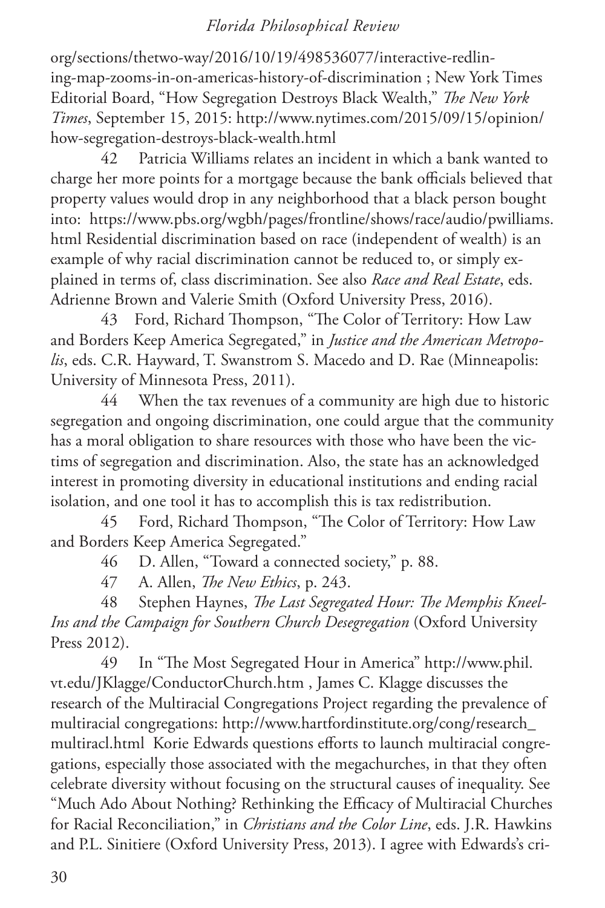org/sections/thetwo-way/2016/10/19/498536077/interactive-redlining-map-zooms-in-on-americas-history-of-discrimination ; New York Times Editorial Board, "How Segregation Destroys Black Wealth," *The New York Times*, September 15, 2015: http://www.nytimes.com/2015/09/15/opinion/how-segregation-destroys-black-wealth.html

42 Patricia Williams relates an incident in which a bank wanted to charge her more points for a mortgage because the bank officials believed that property values would drop in any neighborhood that a black person bought into: https://www.pbs.org/wgbh/pages/frontline/shows/race/audio/pwilliams.html Residential discrimination based on race (independent of wealth) is an example of why racial discrimination cannot be reduced to, or simply explained in terms of, class discrimination. See also *Race and Real Estate*, eds. Adrienne Brown and Valerie Smith (Oxford University Press, 2016).

43 Ford, Richard Thompson, "The Color of Territory: How Law and Borders Keep America Segregated," in *Justice and the American Metropolis*, eds. C.R. Hayward, T. Swanstrom S. Macedo and D. Rae (Minneapolis: University of Minnesota Press, 2011).

44 When the tax revenues of a community are high due to historic segregation and ongoing discrimination, one could argue that the community has a moral obligation to share resources with those who have been the victims of segregation and discrimination. Also, the state has an acknowledged interest in promoting diversity in educational institutions and ending racial isolation, and one tool it has to accomplish this is tax redistribution.

45 Ford, Richard Thompson, "The Color of Territory: How Law and Borders Keep America Segregated."

46 D. Allen, "Toward a connected society," p. 88.

47 A. Allen, *The New Ethics*, p. 243.

48 Stephen Haynes, *The Last Segregated Hour: The Memphis Kneel-Ins and the Campaign for Southern Church Desegregation* (Oxford University Press 2012).

49 In "The Most Segregated Hour in America" http://www.phil.vt.edu/JKlagge/ConductorChurch.htm , James C. Klagge discusses the research of the Multiracial Congregations Project regarding the prevalence of multiracial congregations: http://www.hartfordinstitute.org/cong/research_multiracl.html Korie Edwards questions efforts to launch multiracial congregations, especially those associated with the megachurches, in that they often celebrate diversity without focusing on the structural causes of inequality. See "Much Ado About Nothing? Rethinking the Efficacy of Multiracial Churches for Racial Reconciliation," in *Christians and the Color Line*, eds. J.R. Hawkins and P.L. Sinitiere (Oxford University Press, 2013). I agree with Edwards's cri-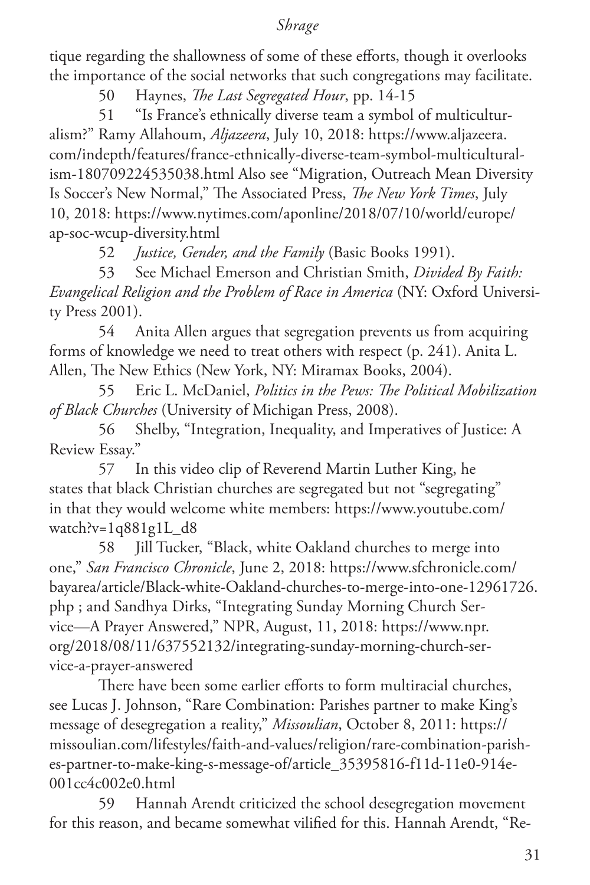tique regarding the shallowness of some of these efforts, though it overlooks the importance of the social networks that such congregations may facilitate.

50 Haynes, *The Last Segregated Hour*, pp. 14-15

51 "Is France's ethnically diverse team a symbol of multiculturalism?" Ramy Allahoum, *Aljazeera*, July 10, 2018: https://www.aljazeera.com/indepth/features/france-ethnically-diverse-team-symbol-multiculturalism-180709224535038.html Also see "Migration, Outreach Mean Diversity Is Soccer's New Normal," The Associated Press, *The New York Times*, July 10, 2018: https://www.nytimes.com/aponline/2018/07/10/world/europe/ap-soc-wcup-diversity.html

52 *Justice, Gender, and the Family* (Basic Books 1991).

53 See Michael Emerson and Christian Smith, *Divided By Faith: Evangelical Religion and the Problem of Race in America* (NY: Oxford University Press 2001).

54 Anita Allen argues that segregation prevents us from acquiring forms of knowledge we need to treat others with respect (p. 241). Anita L. Allen, The New Ethics (New York, NY: Miramax Books, 2004).

55 Eric L. McDaniel, *Politics in the Pews: The Political Mobilization of Black Churches* (University of Michigan Press, 2008).

56 Shelby, "Integration, Inequality, and Imperatives of Justice: A Review Essay."

57 In this video clip of Reverend Martin Luther King, he states that black Christian churches are segregated but not "segregating" in that they would welcome white members: https://www.youtube.com/watch?v=1q881g1L_d8

58 Jill Tucker, "Black, white Oakland churches to merge into one," *San Francisco Chronicle*, June 2, 2018: https://www.sfchronicle.com/bayarea/article/Black-white-Oakland-churches-to-merge-into-one-12961726.php ; and Sandhya Dirks, "Integrating Sunday Morning Church Service—A Prayer Answered," NPR, August, 11, 2018: https://www.npr.org/2018/08/11/637552132/integrating-sunday-morning-church-service-a-prayer-answered

There have been some earlier efforts to form multiracial churches, see Lucas J. Johnson, "Rare Combination: Parishes partner to make King's message of desegregation a reality," *Missoulian*, October 8, 2011: https://missoulian.com/lifestyles/faith-and-values/religion/rare-combination-parishes-partner-to-make-king-s-message-of/article_35395816-f11d-11e0-914e-001cc4c002e0.html

59 Hannah Arendt criticized the school desegregation movement for this reason, and became somewhat vilified for this. Hannah Arendt, "Re-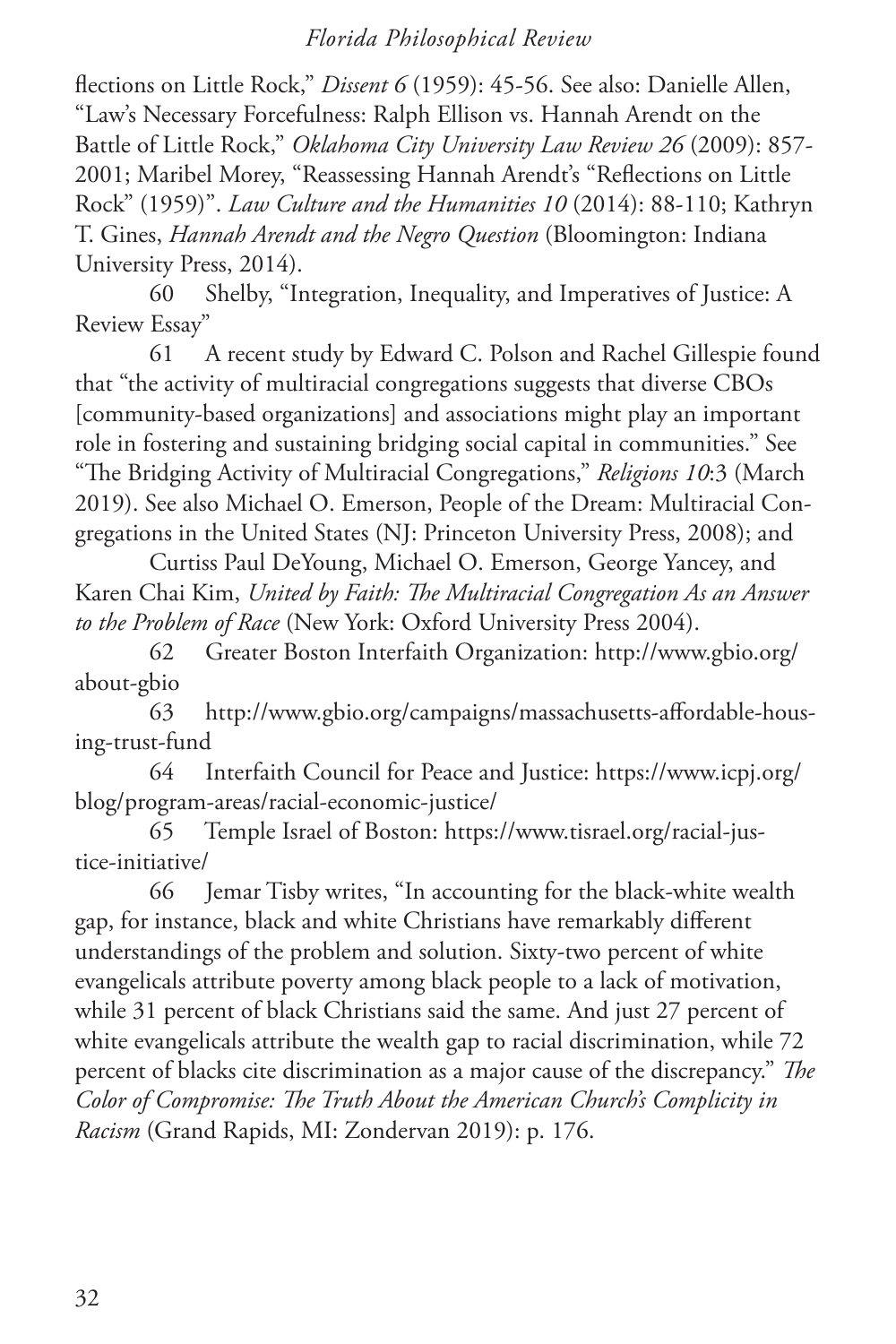flections on Little Rock," *Dissent 6* (1959): 45-56. See also: Danielle Allen, "Law's Necessary Forcefulness: Ralph Ellison vs. Hannah Arendt on the Battle of Little Rock," *Oklahoma City University Law Review 26* (2009): 857-2001; Maribel Morey, "Reassessing Hannah Arendt's "Reflections on Little Rock" (1959)". *Law Culture and the Humanities 10* (2014): 88-110; Kathryn T. Gines, *Hannah Arendt and the Negro Question* (Bloomington: Indiana University Press, 2014).

60 Shelby, "Integration, Inequality, and Imperatives of Justice: A Review Essay"

61 A recent study by Edward C. Polson and Rachel Gillespie found that "the activity of multiracial congregations suggests that diverse CBOs [community-based organizations] and associations might play an important role in fostering and sustaining bridging social capital in communities." See "The Bridging Activity of Multiracial Congregations," *Religions 10*:3 (March 2019). See also Michael O. Emerson, People of the Dream: Multiracial Congregations in the United States (NJ: Princeton University Press, 2008); and

Curtiss Paul DeYoung, Michael O. Emerson, George Yancey, and Karen Chai Kim, *United by Faith: The Multiracial Congregation As an Answer to the Problem of Race* (New York: Oxford University Press 2004).

62 Greater Boston Interfaith Organization: http://www.gbio.org/about-gbio

63 http://www.gbio.org/campaigns/massachusetts-affordable-housing-trust-fund

64 Interfaith Council for Peace and Justice: https://www.icpj.org/blog/program-areas/racial-economic-justice/

65 Temple Israel of Boston: https://www.tisrael.org/racial-justice-initiative/

66 Jemar Tisby writes, "In accounting for the black-white wealth gap, for instance, black and white Christians have remarkably different understandings of the problem and solution. Sixty-two percent of white evangelicals attribute poverty among black people to a lack of motivation, while 31 percent of black Christians said the same. And just 27 percent of white evangelicals attribute the wealth gap to racial discrimination, while 72 percent of blacks cite discrimination as a major cause of the discrepancy." *The Color of Compromise: The Truth About the American Church's Complicity in Racism* (Grand Rapids, MI: Zondervan 2019): p. 176.